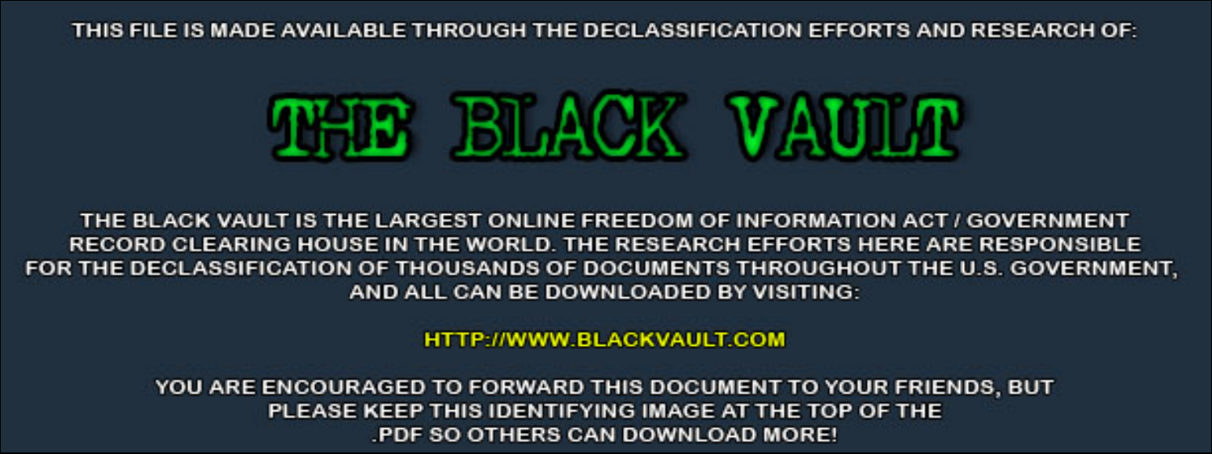THIS FILE IS MADE AVAILABLE THROUGH THE DECLASSIFICATION EFFORTS AND RESEARCH OF:

# THE BLACK VAULT

THE BLACK VAULT IS THE LARGEST ONLINE FREEDOM OF INFORMATION ACT / GOVERNMENT RECORD CLEARING HOUSE IN THE WORLD. THE RESEARCH EFFORTS HERE ARE RESPONSIBLE FOR THE DECLASSIFICATION OF THOUSANDS OF DOCUMENTS THROUGHOUT THE U.S. GOVERNMENT, AND ALL CAN BE DOWNLOADED BY VISITING:

HTTP://WWW.BLACKVAULT.COM

YOU ARE ENCOURAGED TO FORWARD THIS DOCUMENT TO YOUR FRIENDS, BUT PLEASE KEEP THIS IDENTIFYING IMAGE AT THE TOP OF THE .PDF SO OTHERS CAN DOWNLOAD MORE!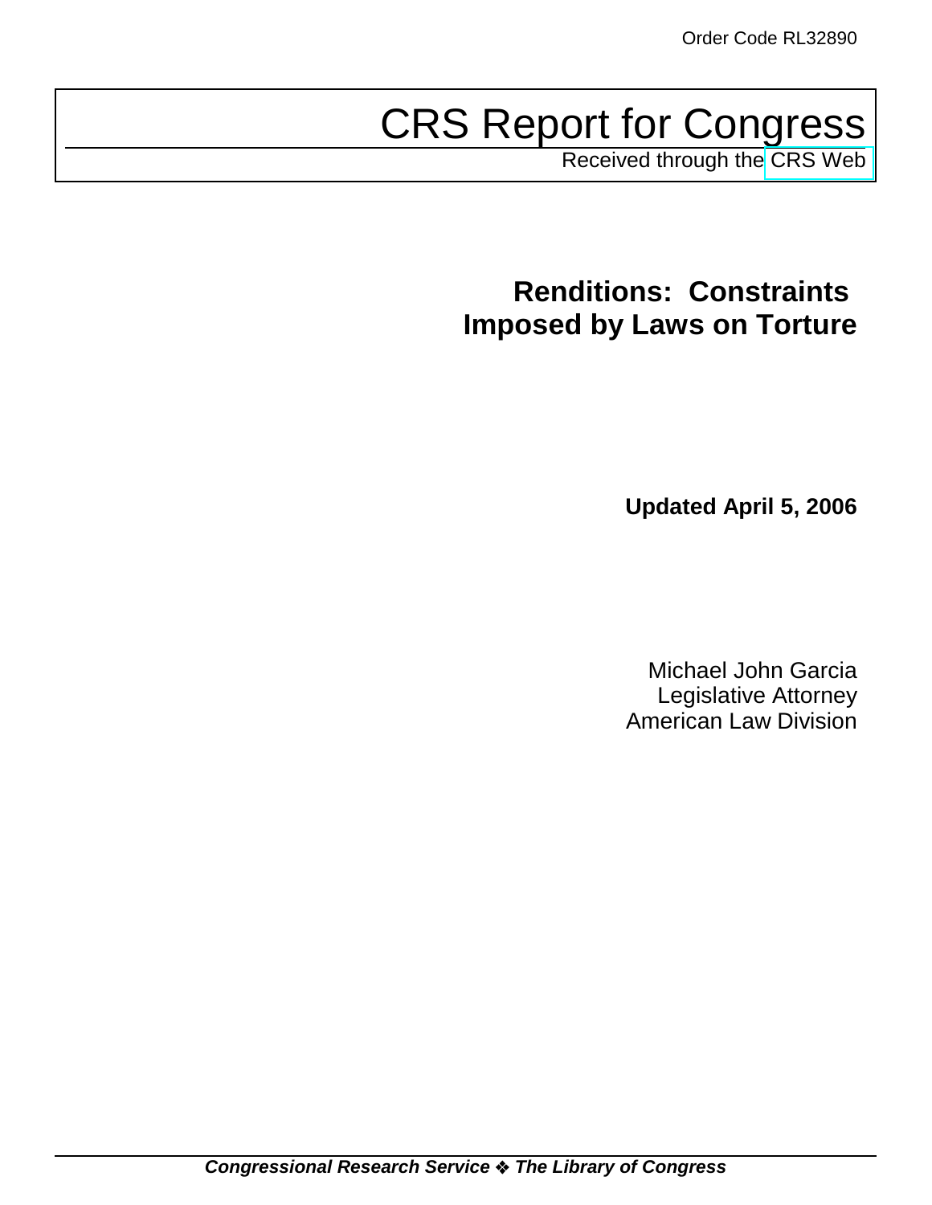Order Code RL32890

# CRS Report for Congress

Received through the CRS Web

## Renditions: Constraints Imposed by Laws on Torture

**Updated April 5, 2006**

Michael John Garcia
Legislative Attorney
American Law Division

***Congressional Research Service ❖ The Library of Congress***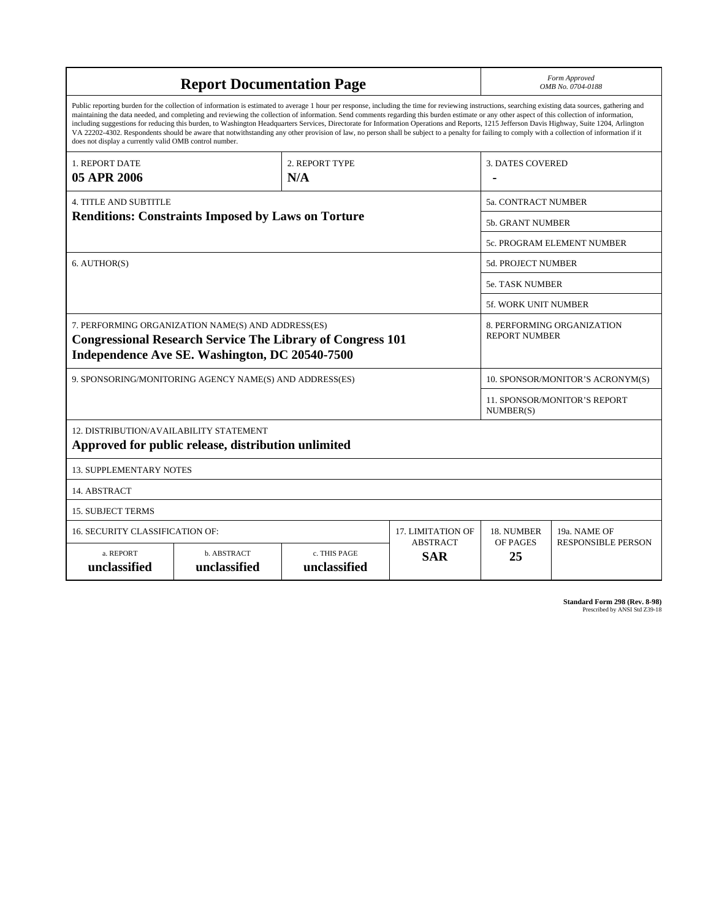# Report Documentation Page

*Form Approved*
*OMB No. 0704-0188*

Public reporting burden for the collection of information is estimated to average 1 hour per response, including the time for reviewing instructions, searching existing data sources, gathering and maintaining the data needed, and completing and reviewing the collection of information. Send comments regarding this burden estimate or any other aspect of this collection of information, including suggestions for reducing this burden, to Washington Headquarters Services, Directorate for Information Operations and Reports, 1215 Jefferson Davis Highway, Suite 1204, Arlington VA 22202-4302. Respondents should be aware that notwithstanding any other provision of law, no person shall be subject to a penalty for failing to comply with a collection of information if it does not display a currently valid OMB control number.

| | | |
|---|---|---|
| 1. REPORT DATE<br>**05 APR 2006** | 2. REPORT TYPE<br>**N/A** | 3. DATES COVERED<br>**-** |
| 4. TITLE AND SUBTITLE<br>**Renditions: Constraints Imposed by Laws on Torture** | | 5a. CONTRACT NUMBER |
| | | 5b. GRANT NUMBER |
| | | 5c. PROGRAM ELEMENT NUMBER |
| 6. AUTHOR(S) | | 5d. PROJECT NUMBER |
| | | 5e. TASK NUMBER |
| | | 5f. WORK UNIT NUMBER |
| 7. PERFORMING ORGANIZATION NAME(S) AND ADDRESS(ES)<br>**Congressional Research Service The Library of Congress 101 Independence Ave SE. Washington, DC 20540-7500** | | 8. PERFORMING ORGANIZATION REPORT NUMBER |
| 9. SPONSORING/MONITORING AGENCY NAME(S) AND ADDRESS(ES) | | 10. SPONSOR/MONITOR'S ACRONYM(S) |
| | | 11. SPONSOR/MONITOR'S REPORT NUMBER(S) |
| 12. DISTRIBUTION/AVAILABILITY STATEMENT<br>**Approved for public release, distribution unlimited** | | |
| 13. SUPPLEMENTARY NOTES | | |
| 14. ABSTRACT | | |
| 15. SUBJECT TERMS | | |

| 16. SECURITY CLASSIFICATION OF: | | | 17. LIMITATION OF ABSTRACT | 18. NUMBER OF PAGES | 19a. NAME OF RESPONSIBLE PERSON |
|---|---|---|---|---|---|
| a. REPORT<br>**unclassified** | b. ABSTRACT<br>**unclassified** | c. THIS PAGE<br>**unclassified** | **SAR** | **25** | |

**Standard Form 298 (Rev. 8-98)**
Prescribed by ANSI Std Z39-18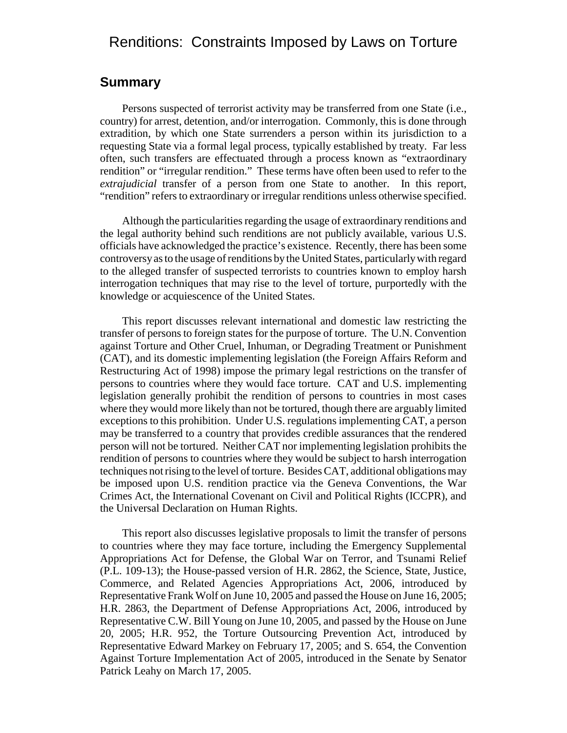# Renditions: Constraints Imposed by Laws on Torture

## Summary

Persons suspected of terrorist activity may be transferred from one State (i.e., country) for arrest, detention, and/or interrogation. Commonly, this is done through extradition, by which one State surrenders a person within its jurisdiction to a requesting State via a formal legal process, typically established by treaty. Far less often, such transfers are effectuated through a process known as "extraordinary rendition" or "irregular rendition." These terms have often been used to refer to the *extrajudicial* transfer of a person from one State to another. In this report, "rendition" refers to extraordinary or irregular renditions unless otherwise specified.

Although the particularities regarding the usage of extraordinary renditions and the legal authority behind such renditions are not publicly available, various U.S. officials have acknowledged the practice's existence. Recently, there has been some controversy as to the usage of renditions by the United States, particularly with regard to the alleged transfer of suspected terrorists to countries known to employ harsh interrogation techniques that may rise to the level of torture, purportedly with the knowledge or acquiescence of the United States.

This report discusses relevant international and domestic law restricting the transfer of persons to foreign states for the purpose of torture. The U.N. Convention against Torture and Other Cruel, Inhuman, or Degrading Treatment or Punishment (CAT), and its domestic implementing legislation (the Foreign Affairs Reform and Restructuring Act of 1998) impose the primary legal restrictions on the transfer of persons to countries where they would face torture. CAT and U.S. implementing legislation generally prohibit the rendition of persons to countries in most cases where they would more likely than not be tortured, though there are arguably limited exceptions to this prohibition. Under U.S. regulations implementing CAT, a person may be transferred to a country that provides credible assurances that the rendered person will not be tortured. Neither CAT nor implementing legislation prohibits the rendition of persons to countries where they would be subject to harsh interrogation techniques not rising to the level of torture. Besides CAT, additional obligations may be imposed upon U.S. rendition practice via the Geneva Conventions, the War Crimes Act, the International Covenant on Civil and Political Rights (ICCPR), and the Universal Declaration on Human Rights.

This report also discusses legislative proposals to limit the transfer of persons to countries where they may face torture, including the Emergency Supplemental Appropriations Act for Defense, the Global War on Terror, and Tsunami Relief (P.L. 109-13); the House-passed version of H.R. 2862, the Science, State, Justice, Commerce, and Related Agencies Appropriations Act, 2006, introduced by Representative Frank Wolf on June 10, 2005 and passed the House on June 16, 2005; H.R. 2863, the Department of Defense Appropriations Act, 2006, introduced by Representative C.W. Bill Young on June 10, 2005, and passed by the House on June 20, 2005; H.R. 952, the Torture Outsourcing Prevention Act, introduced by Representative Edward Markey on February 17, 2005; and S. 654, the Convention Against Torture Implementation Act of 2005, introduced in the Senate by Senator Patrick Leahy on March 17, 2005.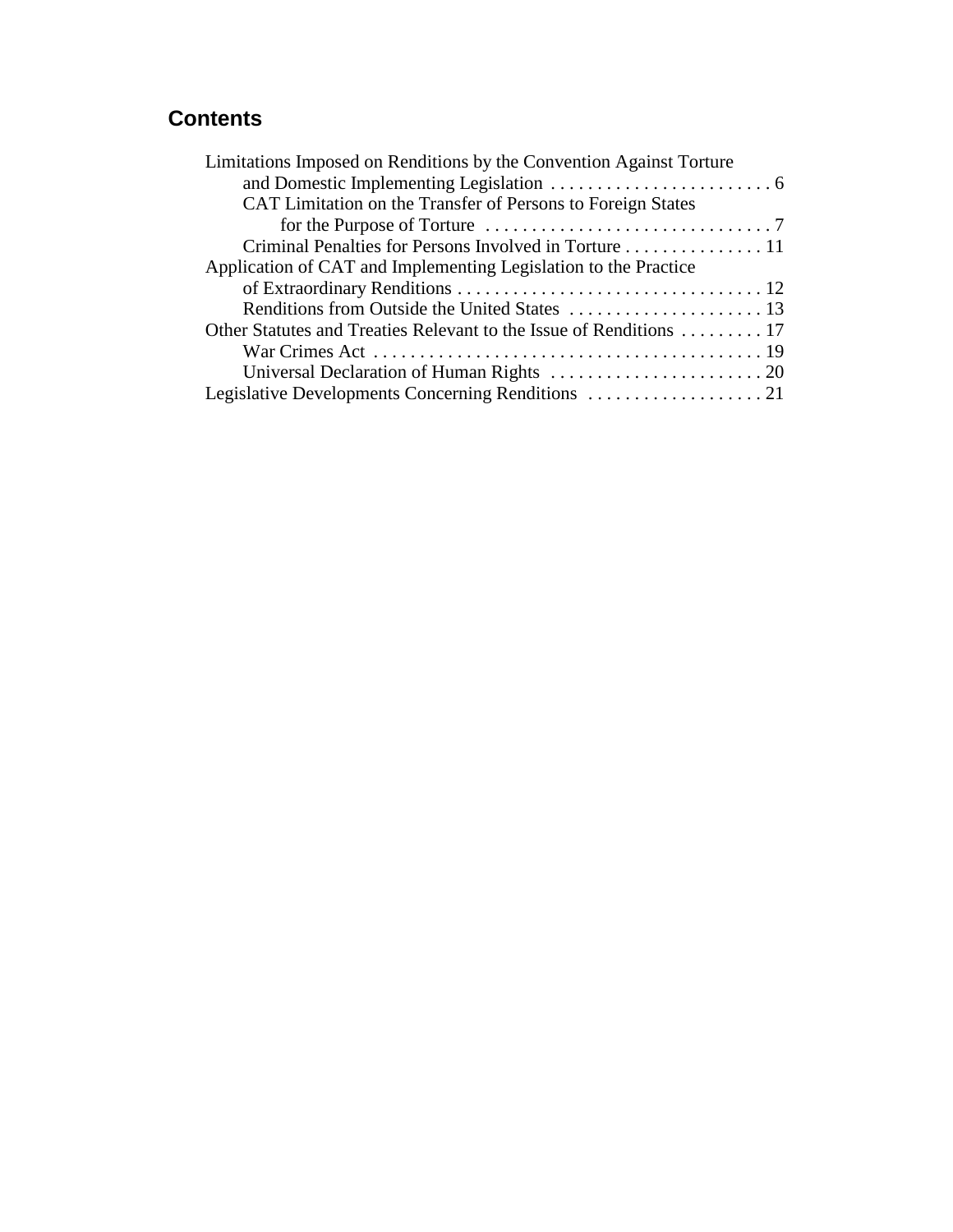## Contents

- Limitations Imposed on Renditions by the Convention Against Torture and Domestic Implementing Legislation . . . . . . . . . . . . . . . . . . . . . . . . 6
  - CAT Limitation on the Transfer of Persons to Foreign States for the Purpose of Torture . . . . . . . . . . . . . . . . . . . . . . . . . . . . . . . 7
  - Criminal Penalties for Persons Involved in Torture . . . . . . . . . . . . . . . 11
- Application of CAT and Implementing Legislation to the Practice of Extraordinary Renditions . . . . . . . . . . . . . . . . . . . . . . . . . . . . . . . . . 12
  - Renditions from Outside the United States . . . . . . . . . . . . . . . . . . . . . 13
- Other Statutes and Treaties Relevant to the Issue of Renditions . . . . . . . . . 17
  - War Crimes Act . . . . . . . . . . . . . . . . . . . . . . . . . . . . . . . . . . . . . . . . . 19
  - Universal Declaration of Human Rights . . . . . . . . . . . . . . . . . . . . . . . 20
- Legislative Developments Concerning Renditions . . . . . . . . . . . . . . . . . . . 21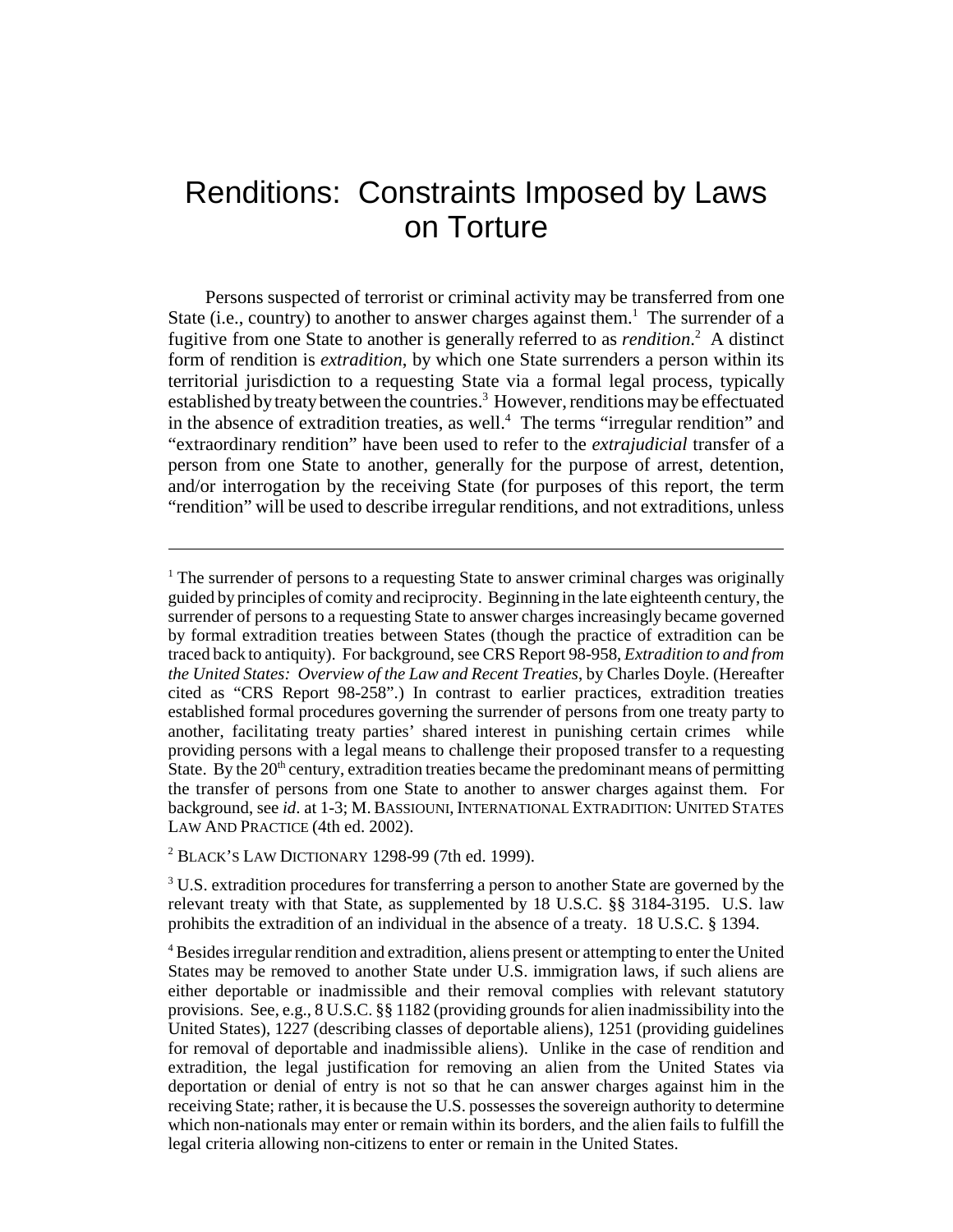# Renditions: Constraints Imposed by Laws on Torture

Persons suspected of terrorist or criminal activity may be transferred from one State (i.e., country) to another to answer charges against them.[1] The surrender of a fugitive from one State to another is generally referred to as *rendition*.[2] A distinct form of rendition is *extradition*, by which one State surrenders a person within its territorial jurisdiction to a requesting State via a formal legal process, typically established by treaty between the countries.[3] However, renditions may be effectuated in the absence of extradition treaties, as well.[4] The terms "irregular rendition" and "extraordinary rendition" have been used to refer to the *extrajudicial* transfer of a person from one State to another, generally for the purpose of arrest, detention, and/or interrogation by the receiving State (for purposes of this report, the term "rendition" will be used to describe irregular renditions, and not extraditions, unless

---

[1] The surrender of persons to a requesting State to answer criminal charges was originally guided by principles of comity and reciprocity. Beginning in the late eighteenth century, the surrender of persons to a requesting State to answer charges increasingly became governed by formal extradition treaties between States (though the practice of extradition can be traced back to antiquity). For background, see CRS Report 98-958, *Extradition to and from the United States: Overview of the Law and Recent Treaties*, by Charles Doyle. (Hereafter cited as "CRS Report 98-258".) In contrast to earlier practices, extradition treaties established formal procedures governing the surrender of persons from one treaty party to another, facilitating treaty parties' shared interest in punishing certain crimes while providing persons with a legal means to challenge their proposed transfer to a requesting State. By the 20th century, extradition treaties became the predominant means of permitting the transfer of persons from one State to another to answer charges against them. For background, see *id*. at 1-3; M. BASSIOUNI, INTERNATIONAL EXTRADITION: UNITED STATES LAW AND PRACTICE (4th ed. 2002).

[2] BLACK'S LAW DICTIONARY 1298-99 (7th ed. 1999).

[3] U.S. extradition procedures for transferring a person to another State are governed by the relevant treaty with that State, as supplemented by 18 U.S.C. §§ 3184-3195. U.S. law prohibits the extradition of an individual in the absence of a treaty. 18 U.S.C. § 1394.

[4] Besides irregular rendition and extradition, aliens present or attempting to enter the United States may be removed to another State under U.S. immigration laws, if such aliens are either deportable or inadmissible and their removal complies with relevant statutory provisions. See, e.g., 8 U.S.C. §§ 1182 (providing grounds for alien inadmissibility into the United States), 1227 (describing classes of deportable aliens), 1251 (providing guidelines for removal of deportable and inadmissible aliens). Unlike in the case of rendition and extradition, the legal justification for removing an alien from the United States via deportation or denial of entry is not so that he can answer charges against him in the receiving State; rather, it is because the U.S. possesses the sovereign authority to determine which non-nationals may enter or remain within its borders, and the alien fails to fulfill the legal criteria allowing non-citizens to enter or remain in the United States.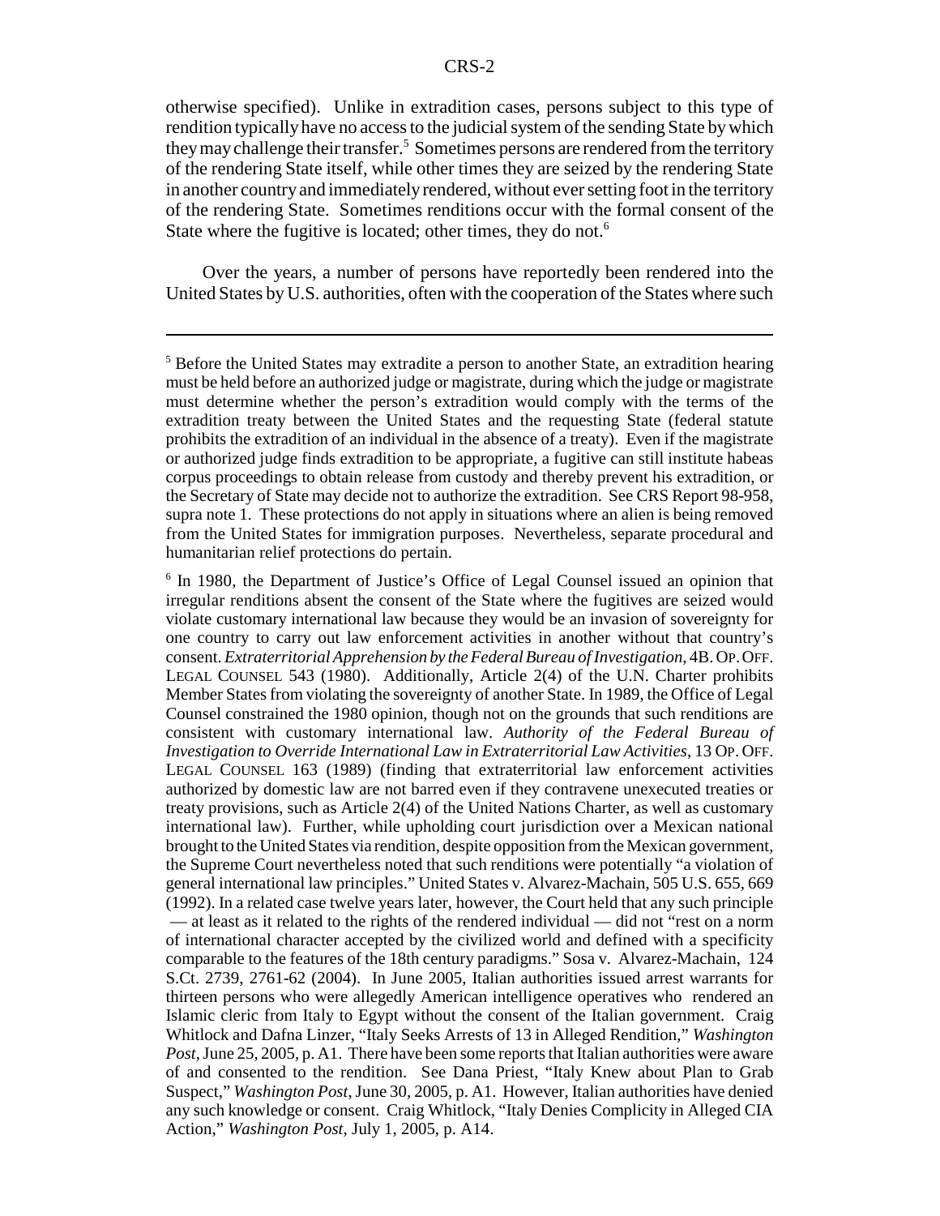otherwise specified). Unlike in extradition cases, persons subject to this type of rendition typically have no access to the judicial system of the sending State by which they may challenge their transfer.[5] Sometimes persons are rendered from the territory of the rendering State itself, while other times they are seized by the rendering State in another country and immediately rendered, without ever setting foot in the territory of the rendering State. Sometimes renditions occur with the formal consent of the State where the fugitive is located; other times, they do not.[6]

Over the years, a number of persons have reportedly been rendered into the United States by U.S. authorities, often with the cooperation of the States where such

---

[5] Before the United States may extradite a person to another State, an extradition hearing must be held before an authorized judge or magistrate, during which the judge or magistrate must determine whether the person's extradition would comply with the terms of the extradition treaty between the United States and the requesting State (federal statute prohibits the extradition of an individual in the absence of a treaty). Even if the magistrate or authorized judge finds extradition to be appropriate, a fugitive can still institute habeas corpus proceedings to obtain release from custody and thereby prevent his extradition, or the Secretary of State may decide not to authorize the extradition. See CRS Report 98-958, supra note 1. These protections do not apply in situations where an alien is being removed from the United States for immigration purposes. Nevertheless, separate procedural and humanitarian relief protections do pertain.

[6] In 1980, the Department of Justice's Office of Legal Counsel issued an opinion that irregular renditions absent the consent of the State where the fugitives are seized would violate customary international law because they would be an invasion of sovereignty for one country to carry out law enforcement activities in another without that country's consent. *Extraterritorial Apprehension by the Federal Bureau of Investigation*, 4B. OP. OFF. LEGAL COUNSEL 543 (1980). Additionally, Article 2(4) of the U.N. Charter prohibits Member States from violating the sovereignty of another State. In 1989, the Office of Legal Counsel constrained the 1980 opinion, though not on the grounds that such renditions are consistent with customary international law. *Authority of the Federal Bureau of Investigation to Override International Law in Extraterritorial Law Activities*, 13 OP. OFF. LEGAL COUNSEL 163 (1989) (finding that extraterritorial law enforcement activities authorized by domestic law are not barred even if they contravene unexecuted treaties or treaty provisions, such as Article 2(4) of the United Nations Charter, as well as customary international law). Further, while upholding court jurisdiction over a Mexican national brought to the United States via rendition, despite opposition from the Mexican government, the Supreme Court nevertheless noted that such renditions were potentially "a violation of general international law principles." United States v. Alvarez-Machain, 505 U.S. 655, 669 (1992). In a related case twelve years later, however, the Court held that any such principle — at least as it related to the rights of the rendered individual — did not "rest on a norm of international character accepted by the civilized world and defined with a specificity comparable to the features of the 18th century paradigms." Sosa v. Alvarez-Machain, 124 S.Ct. 2739, 2761-62 (2004). In June 2005, Italian authorities issued arrest warrants for thirteen persons who were allegedly American intelligence operatives who rendered an Islamic cleric from Italy to Egypt without the consent of the Italian government. Craig Whitlock and Dafna Linzer, "Italy Seeks Arrests of 13 in Alleged Rendition," *Washington Post*, June 25, 2005, p. A1. There have been some reports that Italian authorities were aware of and consented to the rendition. See Dana Priest, "Italy Knew about Plan to Grab Suspect," *Washington Post*, June 30, 2005, p. A1. However, Italian authorities have denied any such knowledge or consent. Craig Whitlock, "Italy Denies Complicity in Alleged CIA Action," *Washington Post*, July 1, 2005, p. A14.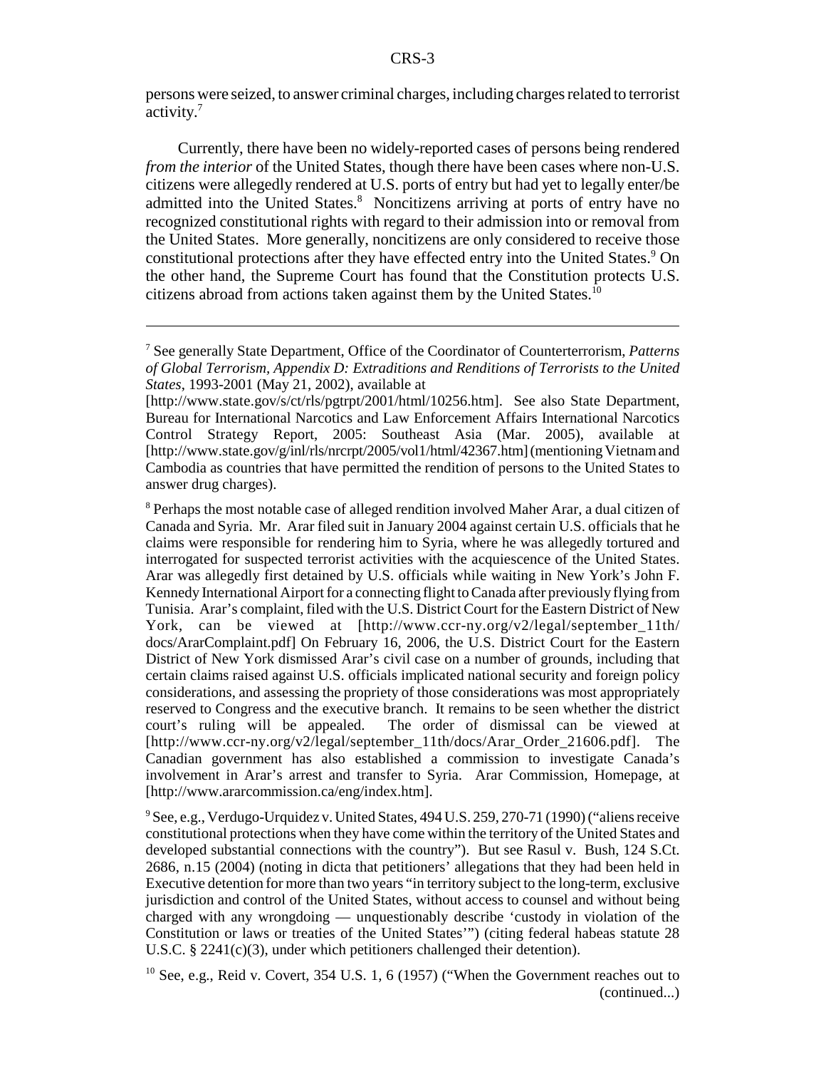persons were seized, to answer criminal charges, including charges related to terrorist activity.[7]

Currently, there have been no widely-reported cases of persons being rendered *from the interior* of the United States, though there have been cases where non-U.S. citizens were allegedly rendered at U.S. ports of entry but had yet to legally enter/be admitted into the United States.[8] Noncitizens arriving at ports of entry have no recognized constitutional rights with regard to their admission into or removal from the United States. More generally, noncitizens are only considered to receive those constitutional protections after they have effected entry into the United States.[9] On the other hand, the Supreme Court has found that the Constitution protects U.S. citizens abroad from actions taken against them by the United States.[10]

---

[7] See generally State Department, Office of the Coordinator of Counterterrorism, *Patterns of Global Terrorism, Appendix D: Extraditions and Renditions of Terrorists to the United States*, 1993-2001 (May 21, 2002), available at [http://www.state.gov/s/ct/rls/pgtrpt/2001/html/10256.htm]. See also State Department, Bureau for International Narcotics and Law Enforcement Affairs International Narcotics Control Strategy Report, 2005: Southeast Asia (Mar. 2005), available at [http://www.state.gov/g/inl/rls/nrcrpt/2005/vol1/html/42367.htm] (mentioning Vietnam and Cambodia as countries that have permitted the rendition of persons to the United States to answer drug charges).

[8] Perhaps the most notable case of alleged rendition involved Maher Arar, a dual citizen of Canada and Syria. Mr. Arar filed suit in January 2004 against certain U.S. officials that he claims were responsible for rendering him to Syria, where he was allegedly tortured and interrogated for suspected terrorist activities with the acquiescence of the United States. Arar was allegedly first detained by U.S. officials while waiting in New York's John F. Kennedy International Airport for a connecting flight to Canada after previously flying from Tunisia. Arar's complaint, filed with the U.S. District Court for the Eastern District of New York, can be viewed at [http://www.ccr-ny.org/v2/legal/september_11th/docs/ArarComplaint.pdf] On February 16, 2006, the U.S. District Court for the Eastern District of New York dismissed Arar's civil case on a number of grounds, including that certain claims raised against U.S. officials implicated national security and foreign policy considerations, and assessing the propriety of those considerations was most appropriately reserved to Congress and the executive branch. It remains to be seen whether the district court's ruling will be appealed. The order of dismissal can be viewed at [http://www.ccr-ny.org/v2/legal/september_11th/docs/Arar_Order_21606.pdf]. The Canadian government has also established a commission to investigate Canada's involvement in Arar's arrest and transfer to Syria. Arar Commission, Homepage, at [http://www.ararcommission.ca/eng/index.htm].

[9] See, e.g., Verdugo-Urquidez v. United States, 494 U.S. 259, 270-71 (1990) ("aliens receive constitutional protections when they have come within the territory of the United States and developed substantial connections with the country"). But see Rasul v. Bush, 124 S.Ct. 2686, n.15 (2004) (noting in dicta that petitioners' allegations that they had been held in Executive detention for more than two years "in territory subject to the long-term, exclusive jurisdiction and control of the United States, without access to counsel and without being charged with any wrongdoing — unquestionably describe 'custody in violation of the Constitution or laws or treaties of the United States'") (citing federal habeas statute 28 U.S.C. § 2241(c)(3), under which petitioners challenged their detention).

[10] See, e.g., Reid v. Covert, 354 U.S. 1, 6 (1957) ("When the Government reaches out to (continued...)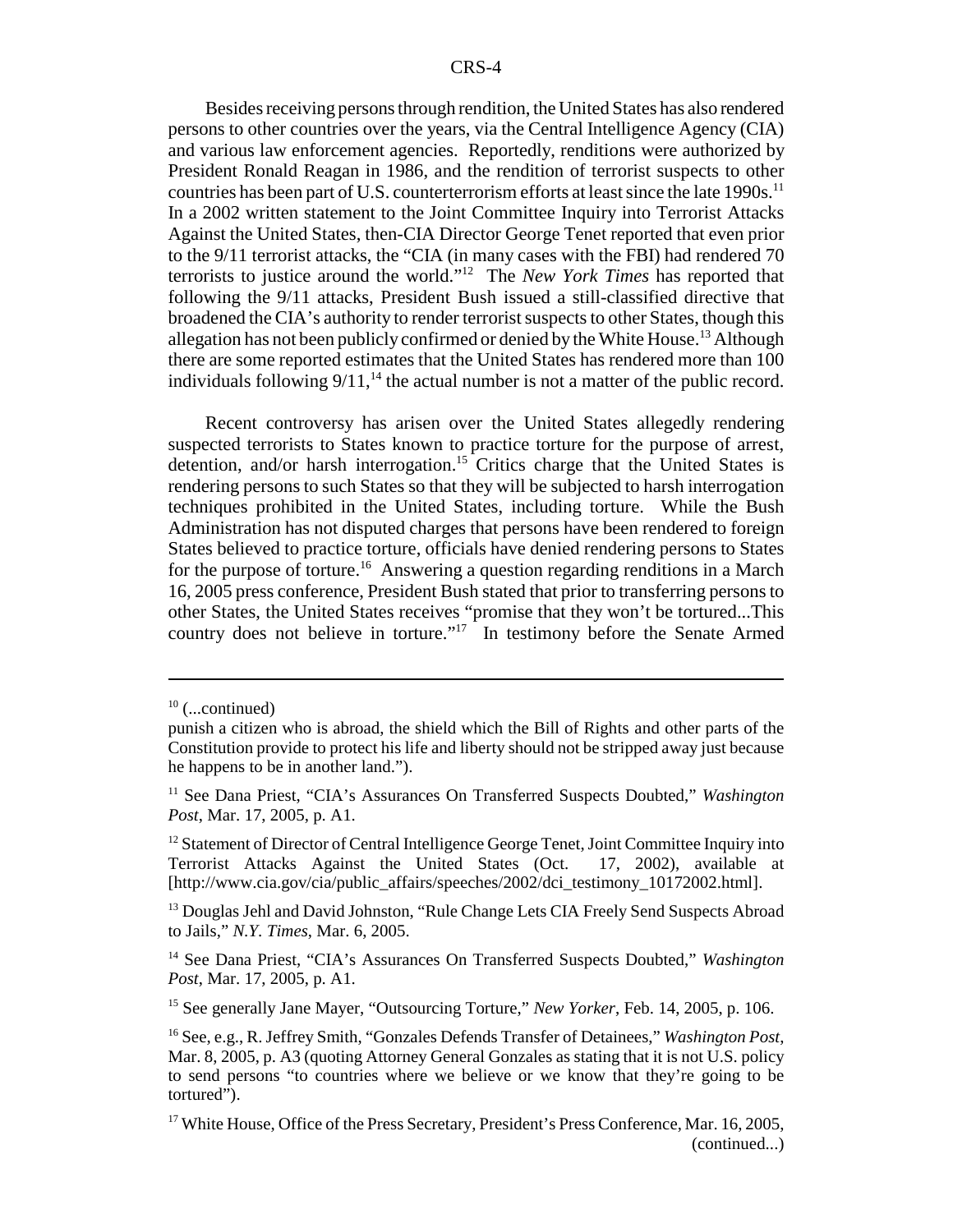Besides receiving persons through rendition, the United States has also rendered persons to other countries over the years, via the Central Intelligence Agency (CIA) and various law enforcement agencies. Reportedly, renditions were authorized by President Ronald Reagan in 1986, and the rendition of terrorist suspects to other countries has been part of U.S. counterterrorism efforts at least since the late 1990s.[11] In a 2002 written statement to the Joint Committee Inquiry into Terrorist Attacks Against the United States, then-CIA Director George Tenet reported that even prior to the 9/11 terrorist attacks, the "CIA (in many cases with the FBI) had rendered 70 terrorists to justice around the world."[12] The *New York Times* has reported that following the 9/11 attacks, President Bush issued a still-classified directive that broadened the CIA's authority to render terrorist suspects to other States, though this allegation has not been publicly confirmed or denied by the White House.[13] Although there are some reported estimates that the United States has rendered more than 100 individuals following 9/11,[14] the actual number is not a matter of the public record.

Recent controversy has arisen over the United States allegedly rendering suspected terrorists to States known to practice torture for the purpose of arrest, detention, and/or harsh interrogation.[15] Critics charge that the United States is rendering persons to such States so that they will be subjected to harsh interrogation techniques prohibited in the United States, including torture. While the Bush Administration has not disputed charges that persons have been rendered to foreign States believed to practice torture, officials have denied rendering persons to States for the purpose of torture.[16] Answering a question regarding renditions in a March 16, 2005 press conference, President Bush stated that prior to transferring persons to other States, the United States receives "promise that they won't be tortured...This country does not believe in torture."[17] In testimony before the Senate Armed

---

[10] (...continued)

punish a citizen who is abroad, the shield which the Bill of Rights and other parts of the Constitution provide to protect his life and liberty should not be stripped away just because he happens to be in another land.").

[11] See Dana Priest, "CIA's Assurances On Transferred Suspects Doubted," *Washington Post*, Mar. 17, 2005, p. A1.

[12] Statement of Director of Central Intelligence George Tenet, Joint Committee Inquiry into Terrorist Attacks Against the United States (Oct. 17, 2002), available at [http://www.cia.gov/cia/public_affairs/speeches/2002/dci_testimony_10172002.html].

[13] Douglas Jehl and David Johnston, "Rule Change Lets CIA Freely Send Suspects Abroad to Jails," *N.Y. Times*, Mar. 6, 2005.

[14] See Dana Priest, "CIA's Assurances On Transferred Suspects Doubted," *Washington Post*, Mar. 17, 2005, p. A1.

[15] See generally Jane Mayer, "Outsourcing Torture," *New Yorker*, Feb. 14, 2005, p. 106.

[16] See, e.g., R. Jeffrey Smith, "Gonzales Defends Transfer of Detainees," *Washington Post*, Mar. 8, 2005, p. A3 (quoting Attorney General Gonzales as stating that it is not U.S. policy to send persons "to countries where we believe or we know that they're going to be tortured").

[17] White House, Office of the Press Secretary, President's Press Conference, Mar. 16, 2005, (continued...)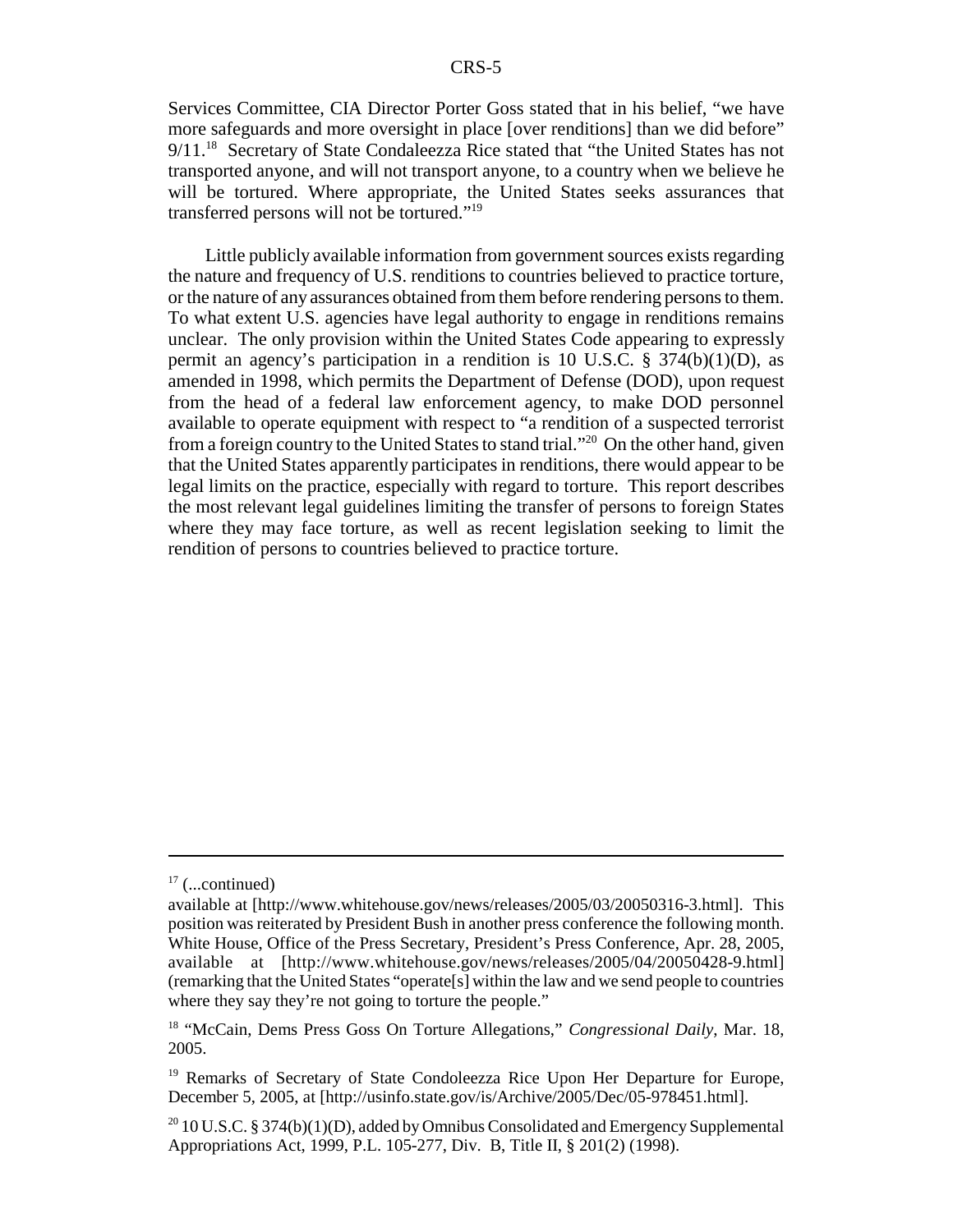Services Committee, CIA Director Porter Goss stated that in his belief, "we have more safeguards and more oversight in place [over renditions] than we did before" 9/11.[18] Secretary of State Condaleezza Rice stated that "the United States has not transported anyone, and will not transport anyone, to a country when we believe he will be tortured. Where appropriate, the United States seeks assurances that transferred persons will not be tortured."[19]

Little publicly available information from government sources exists regarding the nature and frequency of U.S. renditions to countries believed to practice torture, or the nature of any assurances obtained from them before rendering persons to them. To what extent U.S. agencies have legal authority to engage in renditions remains unclear. The only provision within the United States Code appearing to expressly permit an agency's participation in a rendition is 10 U.S.C. § 374(b)(1)(D), as amended in 1998, which permits the Department of Defense (DOD), upon request from the head of a federal law enforcement agency, to make DOD personnel available to operate equipment with respect to "a rendition of a suspected terrorist from a foreign country to the United States to stand trial."[20] On the other hand, given that the United States apparently participates in renditions, there would appear to be legal limits on the practice, especially with regard to torture. This report describes the most relevant legal guidelines limiting the transfer of persons to foreign States where they may face torture, as well as recent legislation seeking to limit the rendition of persons to countries believed to practice torture.

---

[17] (...continued)

available at [http://www.whitehouse.gov/news/releases/2005/03/20050316-3.html]. This position was reiterated by President Bush in another press conference the following month. White House, Office of the Press Secretary, President's Press Conference, Apr. 28, 2005, available at [http://www.whitehouse.gov/news/releases/2005/04/20050428-9.html] (remarking that the United States "operate[s] within the law and we send people to countries where they say they're not going to torture the people."

[18] "McCain, Dems Press Goss On Torture Allegations," *Congressional Daily*, Mar. 18, 2005.

[19] Remarks of Secretary of State Condoleezza Rice Upon Her Departure for Europe, December 5, 2005, at [http://usinfo.state.gov/is/Archive/2005/Dec/05-978451.html].

[20] 10 U.S.C. § 374(b)(1)(D), added by Omnibus Consolidated and Emergency Supplemental Appropriations Act, 1999, P.L. 105-277, Div. B, Title II, § 201(2) (1998).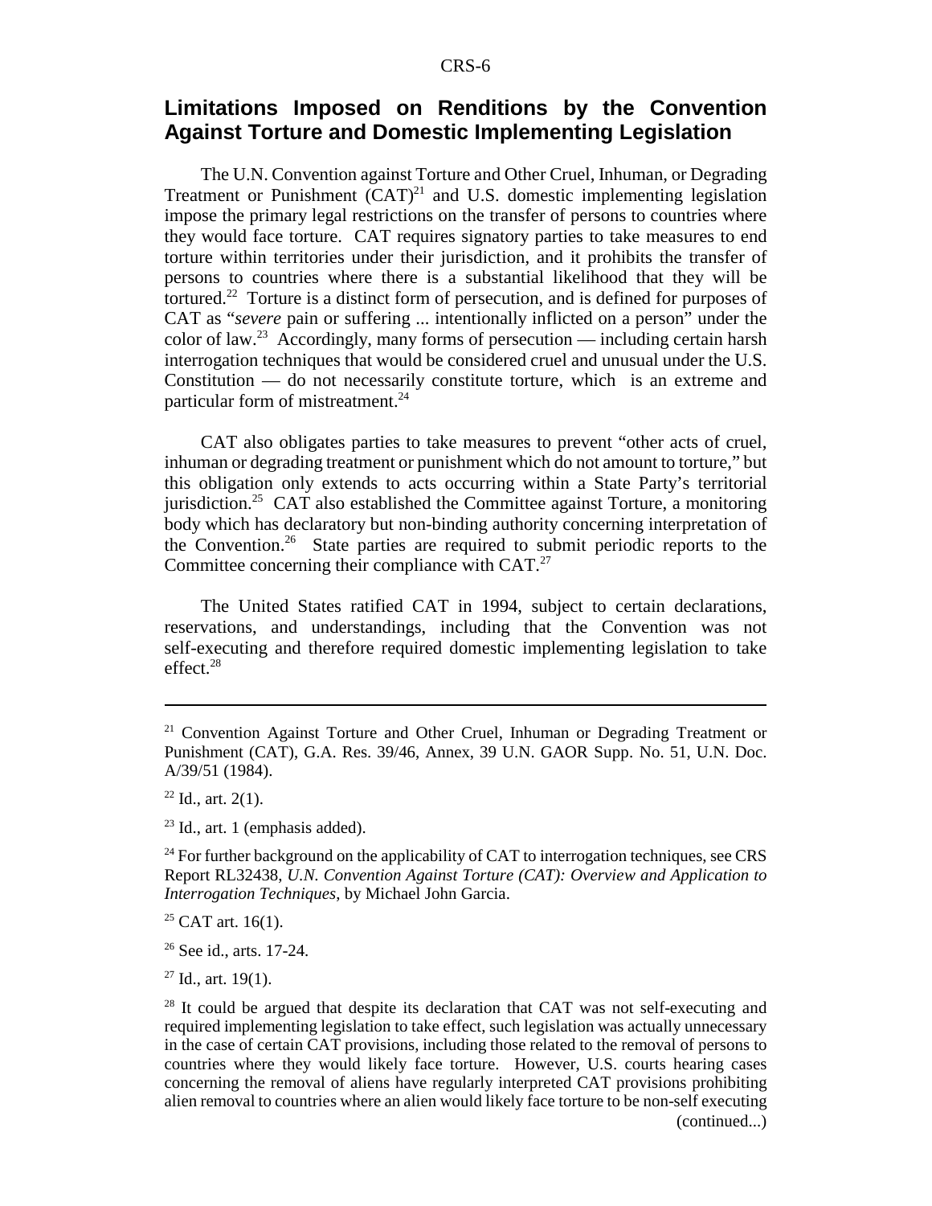## Limitations Imposed on Renditions by the Convention Against Torture and Domestic Implementing Legislation

The U.N. Convention against Torture and Other Cruel, Inhuman, or Degrading Treatment or Punishment (CAT)[21] and U.S. domestic implementing legislation impose the primary legal restrictions on the transfer of persons to countries where they would face torture. CAT requires signatory parties to take measures to end torture within territories under their jurisdiction, and it prohibits the transfer of persons to countries where there is a substantial likelihood that they will be tortured.[22] Torture is a distinct form of persecution, and is defined for purposes of CAT as "*severe* pain or suffering ... intentionally inflicted on a person" under the color of law.[23] Accordingly, many forms of persecution — including certain harsh interrogation techniques that would be considered cruel and unusual under the U.S. Constitution — do not necessarily constitute torture, which is an extreme and particular form of mistreatment.[24]

CAT also obligates parties to take measures to prevent "other acts of cruel, inhuman or degrading treatment or punishment which do not amount to torture," but this obligation only extends to acts occurring within a State Party's territorial jurisdiction.[25] CAT also established the Committee against Torture, a monitoring body which has declaratory but non-binding authority concerning interpretation of the Convention.[26] State parties are required to submit periodic reports to the Committee concerning their compliance with CAT.[27]

The United States ratified CAT in 1994, subject to certain declarations, reservations, and understandings, including that the Convention was not self-executing and therefore required domestic implementing legislation to take effect.[28]

---

[21] Convention Against Torture and Other Cruel, Inhuman or Degrading Treatment or Punishment (CAT), G.A. Res. 39/46, Annex, 39 U.N. GAOR Supp. No. 51, U.N. Doc. A/39/51 (1984).

[22] Id., art. 2(1).

[23] Id., art. 1 (emphasis added).

[24] For further background on the applicability of CAT to interrogation techniques, see CRS Report RL32438, *U.N. Convention Against Torture (CAT): Overview and Application to Interrogation Techniques*, by Michael John Garcia.

[25] CAT art. 16(1).

[26] See id., arts. 17-24.

[27] Id., art. 19(1).

[28] It could be argued that despite its declaration that CAT was not self-executing and required implementing legislation to take effect, such legislation was actually unnecessary in the case of certain CAT provisions, including those related to the removal of persons to countries where they would likely face torture. However, U.S. courts hearing cases concerning the removal of aliens have regularly interpreted CAT provisions prohibiting alien removal to countries where an alien would likely face torture to be non-self executing (continued...)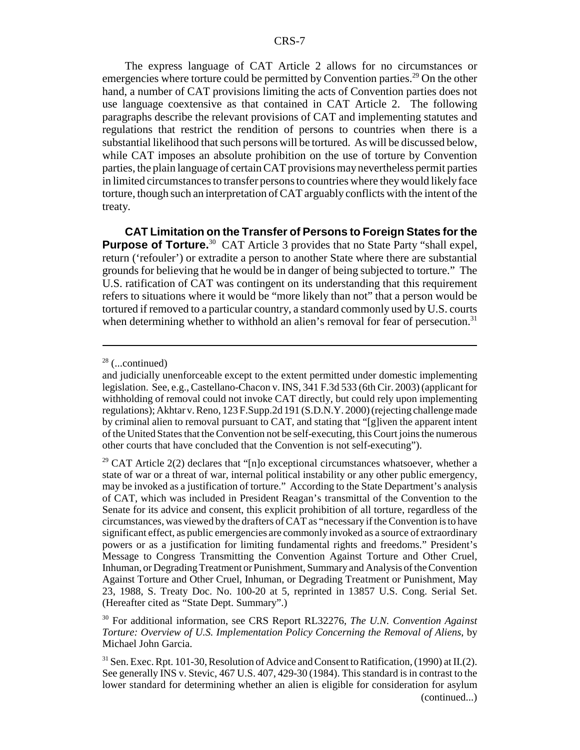The express language of CAT Article 2 allows for no circumstances or emergencies where torture could be permitted by Convention parties.[29] On the other hand, a number of CAT provisions limiting the acts of Convention parties does not use language coextensive as that contained in CAT Article 2. The following paragraphs describe the relevant provisions of CAT and implementing statutes and regulations that restrict the rendition of persons to countries when there is a substantial likelihood that such persons will be tortured. As will be discussed below, while CAT imposes an absolute prohibition on the use of torture by Convention parties, the plain language of certain CAT provisions may nevertheless permit parties in limited circumstances to transfer persons to countries where they would likely face torture, though such an interpretation of CAT arguably conflicts with the intent of the treaty.

**CAT Limitation on the Transfer of Persons to Foreign States for the Purpose of Torture.**[30] CAT Article 3 provides that no State Party "shall expel, return ('refouler') or extradite a person to another State where there are substantial grounds for believing that he would be in danger of being subjected to torture." The U.S. ratification of CAT was contingent on its understanding that this requirement refers to situations where it would be "more likely than not" that a person would be tortured if removed to a particular country, a standard commonly used by U.S. courts when determining whether to withhold an alien's removal for fear of persecution.[31]

---

[28] (...continued)
and judicially unenforceable except to the extent permitted under domestic implementing legislation. See, e.g., Castellano-Chacon v. INS, 341 F.3d 533 (6th Cir. 2003) (applicant for withholding of removal could not invoke CAT directly, but could rely upon implementing regulations); Akhtar v. Reno, 123 F.Supp.2d 191 (S.D.N.Y. 2000) (rejecting challenge made by criminal alien to removal pursuant to CAT, and stating that "[g]iven the apparent intent of the United States that the Convention not be self-executing, this Court joins the numerous other courts that have concluded that the Convention is not self-executing").

[29] CAT Article 2(2) declares that "[n]o exceptional circumstances whatsoever, whether a state of war or a threat of war, internal political instability or any other public emergency, may be invoked as a justification of torture." According to the State Department's analysis of CAT, which was included in President Reagan's transmittal of the Convention to the Senate for its advice and consent, this explicit prohibition of all torture, regardless of the circumstances, was viewed by the drafters of CAT as "necessary if the Convention is to have significant effect, as public emergencies are commonly invoked as a source of extraordinary powers or as a justification for limiting fundamental rights and freedoms." President's Message to Congress Transmitting the Convention Against Torture and Other Cruel, Inhuman, or Degrading Treatment or Punishment, Summary and Analysis of the Convention Against Torture and Other Cruel, Inhuman, or Degrading Treatment or Punishment, May 23, 1988, S. Treaty Doc. No. 100-20 at 5, reprinted in 13857 U.S. Cong. Serial Set. (Hereafter cited as "State Dept. Summary".)

[30] For additional information, see CRS Report RL32276, *The U.N. Convention Against Torture: Overview of U.S. Implementation Policy Concerning the Removal of Aliens*, by Michael John Garcia.

[31] Sen. Exec. Rpt. 101-30, Resolution of Advice and Consent to Ratification, (1990) at II.(2). See generally INS v. Stevic, 467 U.S. 407, 429-30 (1984). This standard is in contrast to the lower standard for determining whether an alien is eligible for consideration for asylum (continued...)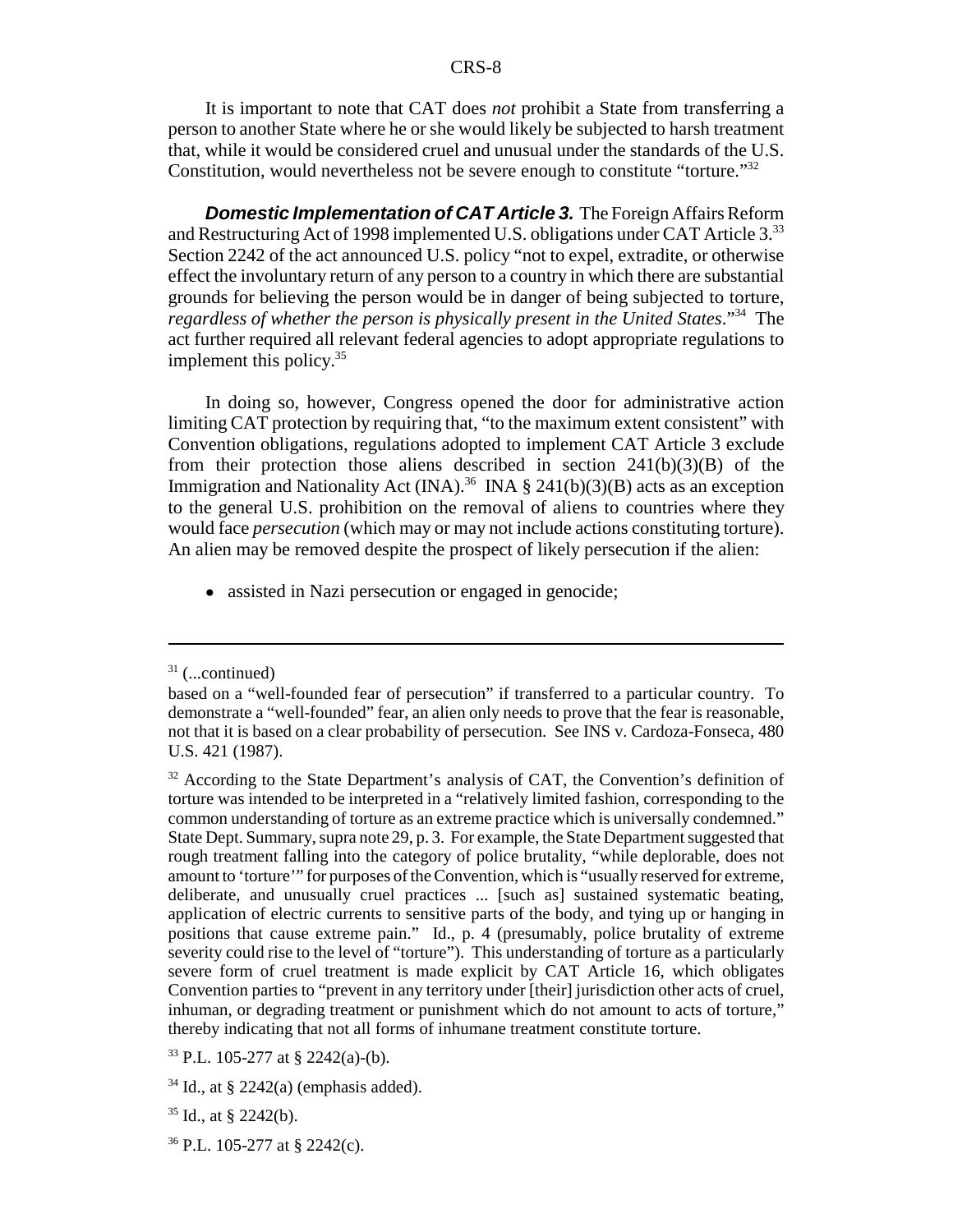It is important to note that CAT does *not* prohibit a State from transferring a person to another State where he or she would likely be subjected to harsh treatment that, while it would be considered cruel and unusual under the standards of the U.S. Constitution, would nevertheless not be severe enough to constitute "torture."[32]

***Domestic Implementation of CAT Article 3.*** The Foreign Affairs Reform and Restructuring Act of 1998 implemented U.S. obligations under CAT Article 3.[33] Section 2242 of the act announced U.S. policy "not to expel, extradite, or otherwise effect the involuntary return of any person to a country in which there are substantial grounds for believing the person would be in danger of being subjected to torture, *regardless of whether the person is physically present in the United States*."[34] The act further required all relevant federal agencies to adopt appropriate regulations to implement this policy.[35]

In doing so, however, Congress opened the door for administrative action limiting CAT protection by requiring that, "to the maximum extent consistent" with Convention obligations, regulations adopted to implement CAT Article 3 exclude from their protection those aliens described in section 241(b)(3)(B) of the Immigration and Nationality Act (INA).[36] INA § 241(b)(3)(B) acts as an exception to the general U.S. prohibition on the removal of aliens to countries where they would face *persecution* (which may or may not include actions constituting torture). An alien may be removed despite the prospect of likely persecution if the alien:

- assisted in Nazi persecution or engaged in genocide;

---

[31] (...continued)

based on a "well-founded fear of persecution" if transferred to a particular country. To demonstrate a "well-founded" fear, an alien only needs to prove that the fear is reasonable, not that it is based on a clear probability of persecution. See INS v. Cardoza-Fonseca, 480 U.S. 421 (1987).

[32] According to the State Department's analysis of CAT, the Convention's definition of torture was intended to be interpreted in a "relatively limited fashion, corresponding to the common understanding of torture as an extreme practice which is universally condemned." State Dept. Summary, supra note 29, p. 3. For example, the State Department suggested that rough treatment falling into the category of police brutality, "while deplorable, does not amount to 'torture'" for purposes of the Convention, which is "usually reserved for extreme, deliberate, and unusually cruel practices ... [such as] sustained systematic beating, application of electric currents to sensitive parts of the body, and tying up or hanging in positions that cause extreme pain." Id., p. 4 (presumably, police brutality of extreme severity could rise to the level of "torture"). This understanding of torture as a particularly severe form of cruel treatment is made explicit by CAT Article 16, which obligates Convention parties to "prevent in any territory under [their] jurisdiction other acts of cruel, inhuman, or degrading treatment or punishment which do not amount to acts of torture," thereby indicating that not all forms of inhumane treatment constitute torture.

[33] P.L. 105-277 at § 2242(a)-(b).

[34] Id., at § 2242(a) (emphasis added).

[35] Id., at § 2242(b).

[36] P.L. 105-277 at § 2242(c).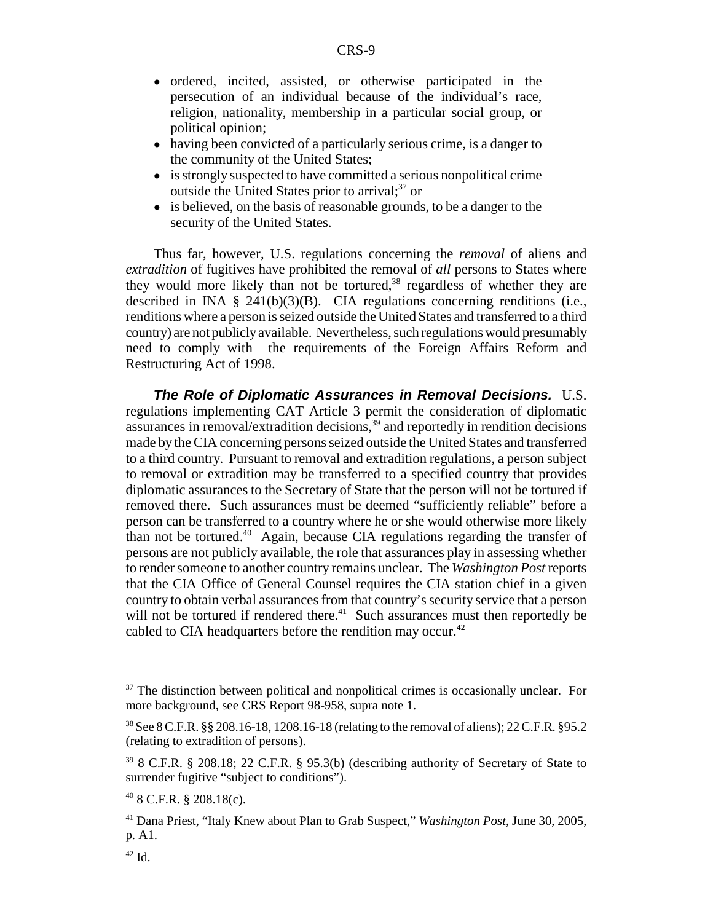- ordered, incited, assisted, or otherwise participated in the persecution of an individual because of the individual's race, religion, nationality, membership in a particular social group, or political opinion;
- having been convicted of a particularly serious crime, is a danger to the community of the United States;
- is strongly suspected to have committed a serious nonpolitical crime outside the United States prior to arrival;[37] or
- is believed, on the basis of reasonable grounds, to be a danger to the security of the United States.

Thus far, however, U.S. regulations concerning the *removal* of aliens and *extradition* of fugitives have prohibited the removal of *all* persons to States where they would more likely than not be tortured,[38] regardless of whether they are described in INA § 241(b)(3)(B). CIA regulations concerning renditions (i.e., renditions where a person is seized outside the United States and transferred to a third country) are not publicly available. Nevertheless, such regulations would presumably need to comply with the requirements of the Foreign Affairs Reform and Restructuring Act of 1998.

***The Role of Diplomatic Assurances in Removal Decisions.*** U.S. regulations implementing CAT Article 3 permit the consideration of diplomatic assurances in removal/extradition decisions,[39] and reportedly in rendition decisions made by the CIA concerning persons seized outside the United States and transferred to a third country. Pursuant to removal and extradition regulations, a person subject to removal or extradition may be transferred to a specified country that provides diplomatic assurances to the Secretary of State that the person will not be tortured if removed there. Such assurances must be deemed "sufficiently reliable" before a person can be transferred to a country where he or she would otherwise more likely than not be tortured.[40] Again, because CIA regulations regarding the transfer of persons are not publicly available, the role that assurances play in assessing whether to render someone to another country remains unclear. The *Washington Post* reports that the CIA Office of General Counsel requires the CIA station chief in a given country to obtain verbal assurances from that country's security service that a person will not be tortured if rendered there.[41] Such assurances must then reportedly be cabled to CIA headquarters before the rendition may occur.[42]

---

[37] The distinction between political and nonpolitical crimes is occasionally unclear. For more background, see CRS Report 98-958, supra note 1.

[38] See 8 C.F.R. §§ 208.16-18, 1208.16-18 (relating to the removal of aliens); 22 C.F.R. §95.2 (relating to extradition of persons).

[39] 8 C.F.R. § 208.18; 22 C.F.R. § 95.3(b) (describing authority of Secretary of State to surrender fugitive "subject to conditions").

[40] 8 C.F.R. § 208.18(c).

[41] Dana Priest, "Italy Knew about Plan to Grab Suspect," *Washington Post*, June 30, 2005, p. A1.

[42] Id.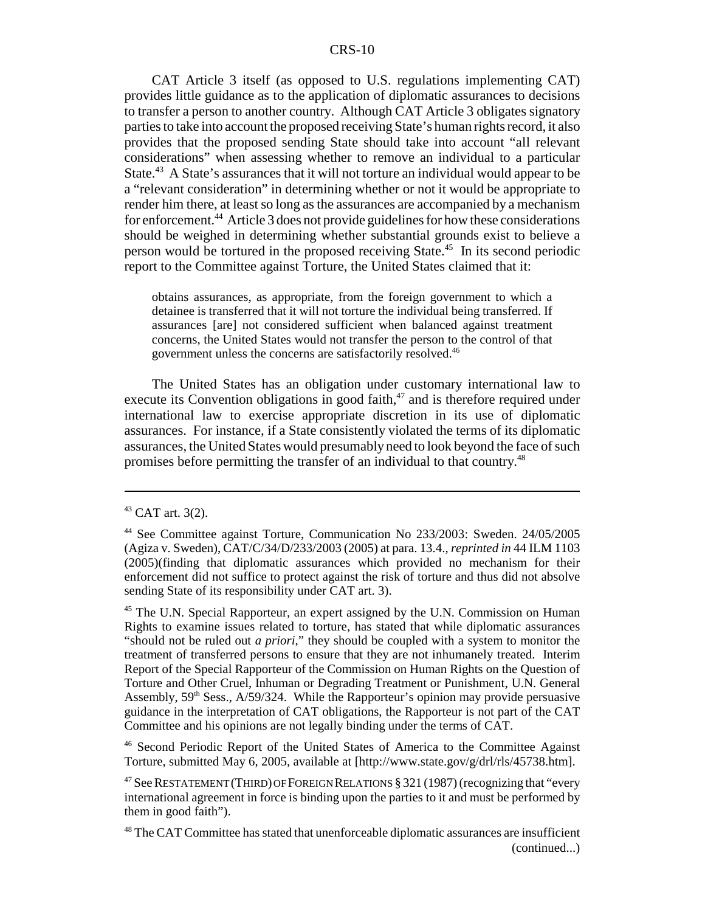CAT Article 3 itself (as opposed to U.S. regulations implementing CAT) provides little guidance as to the application of diplomatic assurances to decisions to transfer a person to another country. Although CAT Article 3 obligates signatory parties to take into account the proposed receiving State's human rights record, it also provides that the proposed sending State should take into account "all relevant considerations" when assessing whether to remove an individual to a particular State.[43] A State's assurances that it will not torture an individual would appear to be a "relevant consideration" in determining whether or not it would be appropriate to render him there, at least so long as the assurances are accompanied by a mechanism for enforcement.[44] Article 3 does not provide guidelines for how these considerations should be weighed in determining whether substantial grounds exist to believe a person would be tortured in the proposed receiving State.[45] In its second periodic report to the Committee against Torture, the United States claimed that it:

> obtains assurances, as appropriate, from the foreign government to which a detainee is transferred that it will not torture the individual being transferred. If assurances [are] not considered sufficient when balanced against treatment concerns, the United States would not transfer the person to the control of that government unless the concerns are satisfactorily resolved.[46]

The United States has an obligation under customary international law to execute its Convention obligations in good faith,[47] and is therefore required under international law to exercise appropriate discretion in its use of diplomatic assurances. For instance, if a State consistently violated the terms of its diplomatic assurances, the United States would presumably need to look beyond the face of such promises before permitting the transfer of an individual to that country.[48]

---

[43] CAT art. 3(2).

[44] See Committee against Torture, Communication No 233/2003: Sweden. 24/05/2005 (Agiza v. Sweden), CAT/C/34/D/233/2003 (2005) at para. 13.4., *reprinted in* 44 ILM 1103 (2005)(finding that diplomatic assurances which provided no mechanism for their enforcement did not suffice to protect against the risk of torture and thus did not absolve sending State of its responsibility under CAT art. 3).

[45] The U.N. Special Rapporteur, an expert assigned by the U.N. Commission on Human Rights to examine issues related to torture, has stated that while diplomatic assurances "should not be ruled out *a priori*," they should be coupled with a system to monitor the treatment of transferred persons to ensure that they are not inhumanely treated. Interim Report of the Special Rapporteur of the Commission on Human Rights on the Question of Torture and Other Cruel, Inhuman or Degrading Treatment or Punishment, U.N. General Assembly, 59th Sess., A/59/324. While the Rapporteur's opinion may provide persuasive guidance in the interpretation of CAT obligations, the Rapporteur is not part of the CAT Committee and his opinions are not legally binding under the terms of CAT.

[46] Second Periodic Report of the United States of America to the Committee Against Torture, submitted May 6, 2005, available at [http://www.state.gov/g/drl/rls/45738.htm].

[47] See RESTATEMENT (THIRD) OF FOREIGN RELATIONS § 321 (1987) (recognizing that "every international agreement in force is binding upon the parties to it and must be performed by them in good faith").

[48] The CAT Committee has stated that unenforceable diplomatic assurances are insufficient (continued...)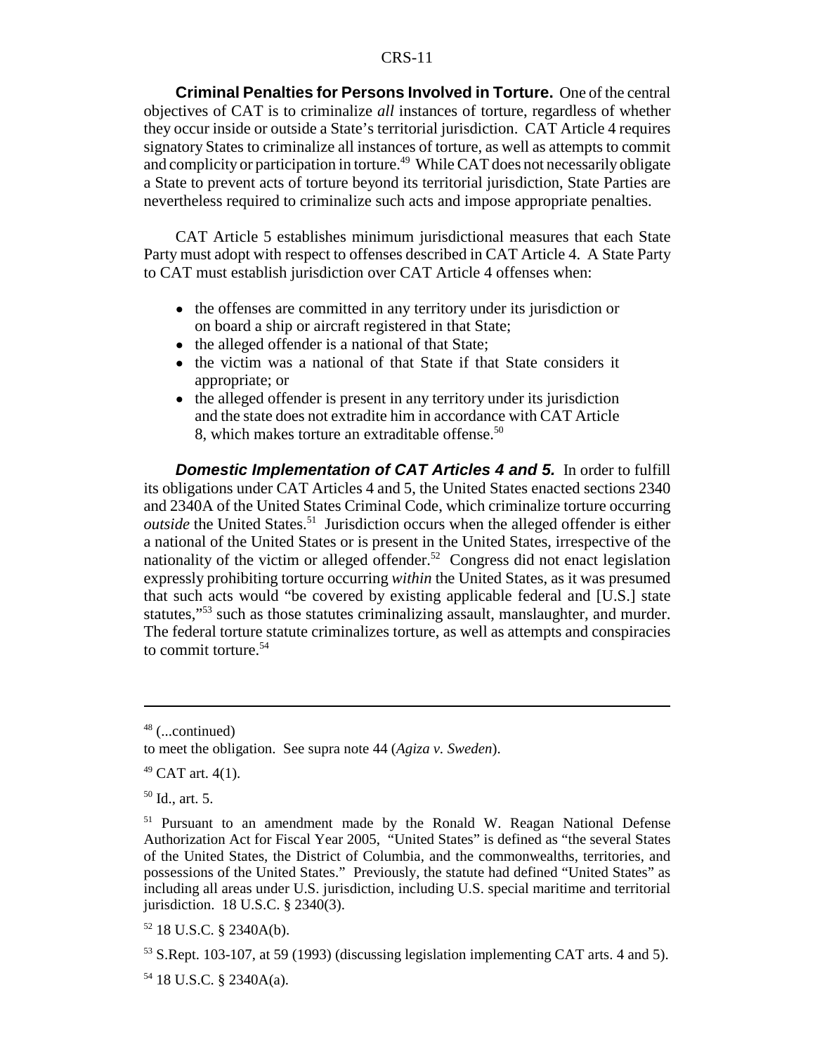**Criminal Penalties for Persons Involved in Torture.** One of the central objectives of CAT is to criminalize *all* instances of torture, regardless of whether they occur inside or outside a State's territorial jurisdiction. CAT Article 4 requires signatory States to criminalize all instances of torture, as well as attempts to commit and complicity or participation in torture.[49] While CAT does not necessarily obligate a State to prevent acts of torture beyond its territorial jurisdiction, State Parties are nevertheless required to criminalize such acts and impose appropriate penalties.

CAT Article 5 establishes minimum jurisdictional measures that each State Party must adopt with respect to offenses described in CAT Article 4. A State Party to CAT must establish jurisdiction over CAT Article 4 offenses when:

- the offenses are committed in any territory under its jurisdiction or on board a ship or aircraft registered in that State;
- the alleged offender is a national of that State;
- the victim was a national of that State if that State considers it appropriate; or
- the alleged offender is present in any territory under its jurisdiction and the state does not extradite him in accordance with CAT Article 8, which makes torture an extraditable offense.[50]

***Domestic Implementation of CAT Articles 4 and 5.*** In order to fulfill its obligations under CAT Articles 4 and 5, the United States enacted sections 2340 and 2340A of the United States Criminal Code, which criminalize torture occurring *outside* the United States.[51] Jurisdiction occurs when the alleged offender is either a national of the United States or is present in the United States, irrespective of the nationality of the victim or alleged offender.[52] Congress did not enact legislation expressly prohibiting torture occurring *within* the United States, as it was presumed that such acts would "be covered by existing applicable federal and [U.S.] state statutes,"[53] such as those statutes criminalizing assault, manslaughter, and murder. The federal torture statute criminalizes torture, as well as attempts and conspiracies to commit torture.[54]

---

[48] (...continued)
to meet the obligation. See supra note 44 (*Agiza v. Sweden*).

[49] CAT art. 4(1).

[50] Id., art. 5.

[51] Pursuant to an amendment made by the Ronald W. Reagan National Defense Authorization Act for Fiscal Year 2005, "United States" is defined as "the several States of the United States, the District of Columbia, and the commonwealths, territories, and possessions of the United States." Previously, the statute had defined "United States" as including all areas under U.S. jurisdiction, including U.S. special maritime and territorial jurisdiction. 18 U.S.C. § 2340(3).

[52] 18 U.S.C. § 2340A(b).

[53] S.Rept. 103-107, at 59 (1993) (discussing legislation implementing CAT arts. 4 and 5).

[54] 18 U.S.C. § 2340A(a).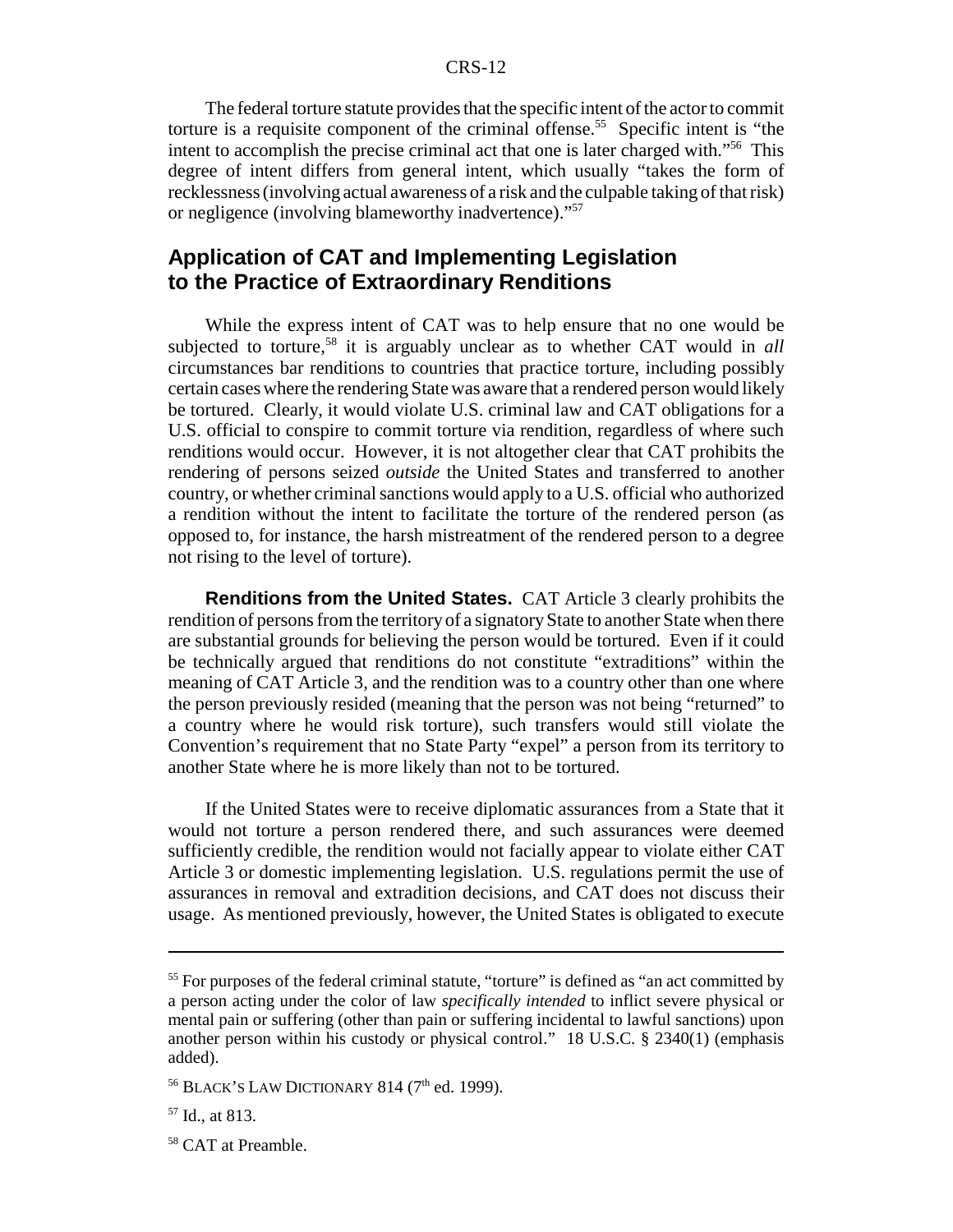The federal torture statute provides that the specific intent of the actor to commit torture is a requisite component of the criminal offense.[55] Specific intent is "the intent to accomplish the precise criminal act that one is later charged with."[56] This degree of intent differs from general intent, which usually "takes the form of recklessness (involving actual awareness of a risk and the culpable taking of that risk) or negligence (involving blameworthy inadvertence)."[57]

## Application of CAT and Implementing Legislation to the Practice of Extraordinary Renditions

While the express intent of CAT was to help ensure that no one would be subjected to torture,[58] it is arguably unclear as to whether CAT would in *all* circumstances bar renditions to countries that practice torture, including possibly certain cases where the rendering State was aware that a rendered person would likely be tortured. Clearly, it would violate U.S. criminal law and CAT obligations for a U.S. official to conspire to commit torture via rendition, regardless of where such renditions would occur. However, it is not altogether clear that CAT prohibits the rendering of persons seized *outside* the United States and transferred to another country, or whether criminal sanctions would apply to a U.S. official who authorized a rendition without the intent to facilitate the torture of the rendered person (as opposed to, for instance, the harsh mistreatment of the rendered person to a degree not rising to the level of torture).

**Renditions from the United States.** CAT Article 3 clearly prohibits the rendition of persons from the territory of a signatory State to another State when there are substantial grounds for believing the person would be tortured. Even if it could be technically argued that renditions do not constitute "extraditions" within the meaning of CAT Article 3, and the rendition was to a country other than one where the person previously resided (meaning that the person was not being "returned" to a country where he would risk torture), such transfers would still violate the Convention's requirement that no State Party "expel" a person from its territory to another State where he is more likely than not to be tortured.

If the United States were to receive diplomatic assurances from a State that it would not torture a person rendered there, and such assurances were deemed sufficiently credible, the rendition would not facially appear to violate either CAT Article 3 or domestic implementing legislation. U.S. regulations permit the use of assurances in removal and extradition decisions, and CAT does not discuss their usage. As mentioned previously, however, the United States is obligated to execute

---

[55] For purposes of the federal criminal statute, "torture" is defined as "an act committed by a person acting under the color of law *specifically intended* to inflict severe physical or mental pain or suffering (other than pain or suffering incidental to lawful sanctions) upon another person within his custody or physical control." 18 U.S.C. § 2340(1) (emphasis added).

[56] BLACK'S LAW DICTIONARY 814 (7th ed. 1999).

[57] Id., at 813.

[58] CAT at Preamble.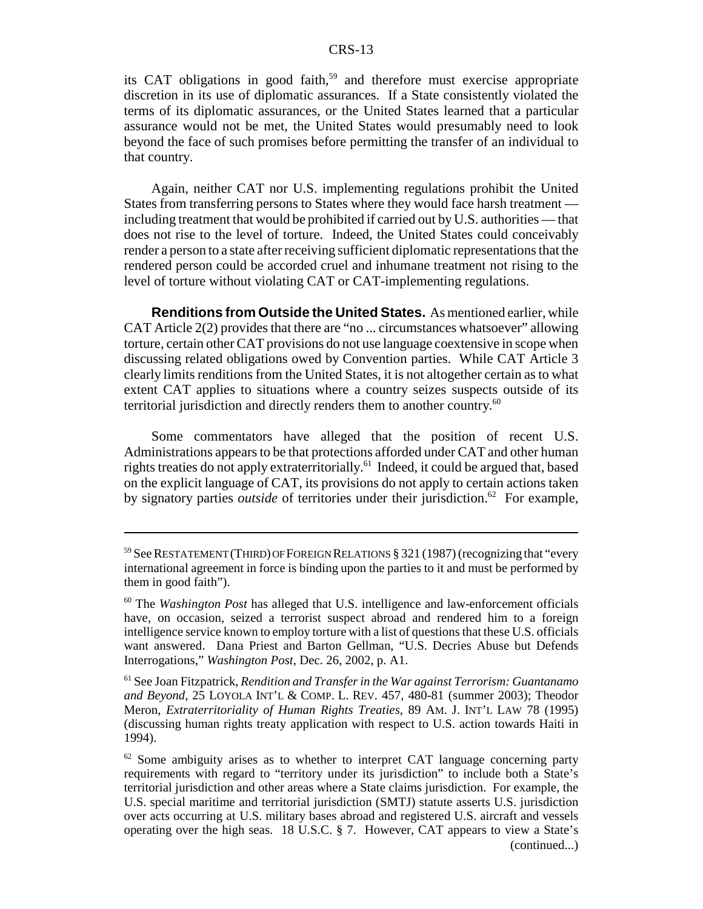its CAT obligations in good faith,[59] and therefore must exercise appropriate discretion in its use of diplomatic assurances. If a State consistently violated the terms of its diplomatic assurances, or the United States learned that a particular assurance would not be met, the United States would presumably need to look beyond the face of such promises before permitting the transfer of an individual to that country.

Again, neither CAT nor U.S. implementing regulations prohibit the United States from transferring persons to States where they would face harsh treatment — including treatment that would be prohibited if carried out by U.S. authorities — that does not rise to the level of torture. Indeed, the United States could conceivably render a person to a state after receiving sufficient diplomatic representations that the rendered person could be accorded cruel and inhumane treatment not rising to the level of torture without violating CAT or CAT-implementing regulations.

**Renditions from Outside the United States.** As mentioned earlier, while CAT Article 2(2) provides that there are "no ... circumstances whatsoever" allowing torture, certain other CAT provisions do not use language coextensive in scope when discussing related obligations owed by Convention parties. While CAT Article 3 clearly limits renditions from the United States, it is not altogether certain as to what extent CAT applies to situations where a country seizes suspects outside of its territorial jurisdiction and directly renders them to another country.[60]

Some commentators have alleged that the position of recent U.S. Administrations appears to be that protections afforded under CAT and other human rights treaties do not apply extraterritorially.[61] Indeed, it could be argued that, based on the explicit language of CAT, its provisions do not apply to certain actions taken by signatory parties *outside* of territories under their jurisdiction.[62] For example,

---

[59] See RESTATEMENT (THIRD) OF FOREIGN RELATIONS § 321 (1987) (recognizing that "every international agreement in force is binding upon the parties to it and must be performed by them in good faith").

[60] The *Washington Post* has alleged that U.S. intelligence and law-enforcement officials have, on occasion, seized a terrorist suspect abroad and rendered him to a foreign intelligence service known to employ torture with a list of questions that these U.S. officials want answered. Dana Priest and Barton Gellman, "U.S. Decries Abuse but Defends Interrogations," *Washington Post*, Dec. 26, 2002, p. A1.

[61] See Joan Fitzpatrick, *Rendition and Transfer in the War against Terrorism: Guantanamo and Beyond*, 25 LOYOLA INT'L & COMP. L. REV. 457, 480-81 (summer 2003); Theodor Meron, *Extraterritoriality of Human Rights Treaties*, 89 AM. J. INT'L LAW 78 (1995) (discussing human rights treaty application with respect to U.S. action towards Haiti in 1994).

[62] Some ambiguity arises as to whether to interpret CAT language concerning party requirements with regard to "territory under its jurisdiction" to include both a State's territorial jurisdiction and other areas where a State claims jurisdiction. For example, the U.S. special maritime and territorial jurisdiction (SMTJ) statute asserts U.S. jurisdiction over acts occurring at U.S. military bases abroad and registered U.S. aircraft and vessels operating over the high seas. 18 U.S.C. § 7. However, CAT appears to view a State's (continued...)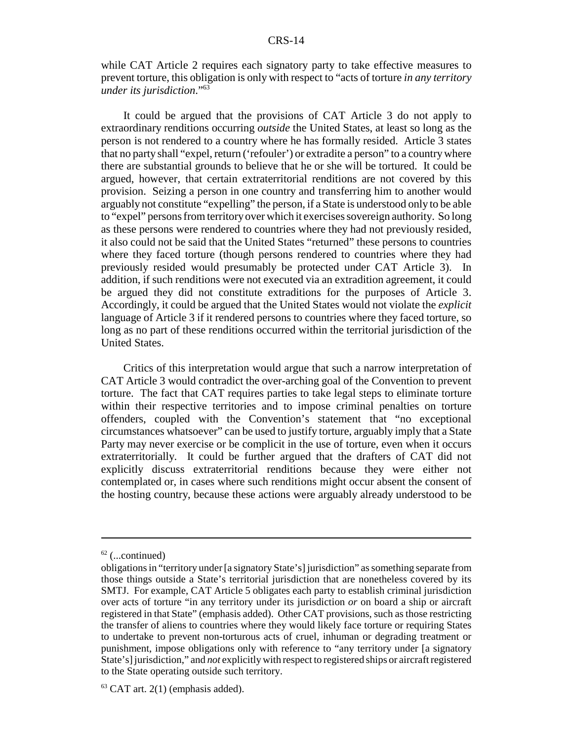while CAT Article 2 requires each signatory party to take effective measures to prevent torture, this obligation is only with respect to "acts of torture *in any territory under its jurisdiction*."[63]

It could be argued that the provisions of CAT Article 3 do not apply to extraordinary renditions occurring *outside* the United States, at least so long as the person is not rendered to a country where he has formally resided. Article 3 states that no party shall "expel, return ('refouler') or extradite a person" to a country where there are substantial grounds to believe that he or she will be tortured. It could be argued, however, that certain extraterritorial renditions are not covered by this provision. Seizing a person in one country and transferring him to another would arguably not constitute "expelling" the person, if a State is understood only to be able to "expel" persons from territory over which it exercises sovereign authority. So long as these persons were rendered to countries where they had not previously resided, it also could not be said that the United States "returned" these persons to countries where they faced torture (though persons rendered to countries where they had previously resided would presumably be protected under CAT Article 3). In addition, if such renditions were not executed via an extradition agreement, it could be argued they did not constitute extraditions for the purposes of Article 3. Accordingly, it could be argued that the United States would not violate the *explicit* language of Article 3 if it rendered persons to countries where they faced torture, so long as no part of these renditions occurred within the territorial jurisdiction of the United States.

Critics of this interpretation would argue that such a narrow interpretation of CAT Article 3 would contradict the over-arching goal of the Convention to prevent torture. The fact that CAT requires parties to take legal steps to eliminate torture within their respective territories and to impose criminal penalties on torture offenders, coupled with the Convention's statement that "no exceptional circumstances whatsoever" can be used to justify torture, arguably imply that a State Party may never exercise or be complicit in the use of torture, even when it occurs extraterritorially. It could be further argued that the drafters of CAT did not explicitly discuss extraterritorial renditions because they were either not contemplated or, in cases where such renditions might occur absent the consent of the hosting country, because these actions were arguably already understood to be

---

[62] (...continued)
obligations in "territory under [a signatory State's] jurisdiction" as something separate from those things outside a State's territorial jurisdiction that are nonetheless covered by its SMTJ. For example, CAT Article 5 obligates each party to establish criminal jurisdiction over acts of torture "in any territory under its jurisdiction *or* on board a ship or aircraft registered in that State" (emphasis added). Other CAT provisions, such as those restricting the transfer of aliens to countries where they would likely face torture or requiring States to undertake to prevent non-torturous acts of cruel, inhuman or degrading treatment or punishment, impose obligations only with reference to "any territory under [a signatory State's] jurisdiction," and *not* explicitly with respect to registered ships or aircraft registered to the State operating outside such territory.

[63] CAT art. 2(1) (emphasis added).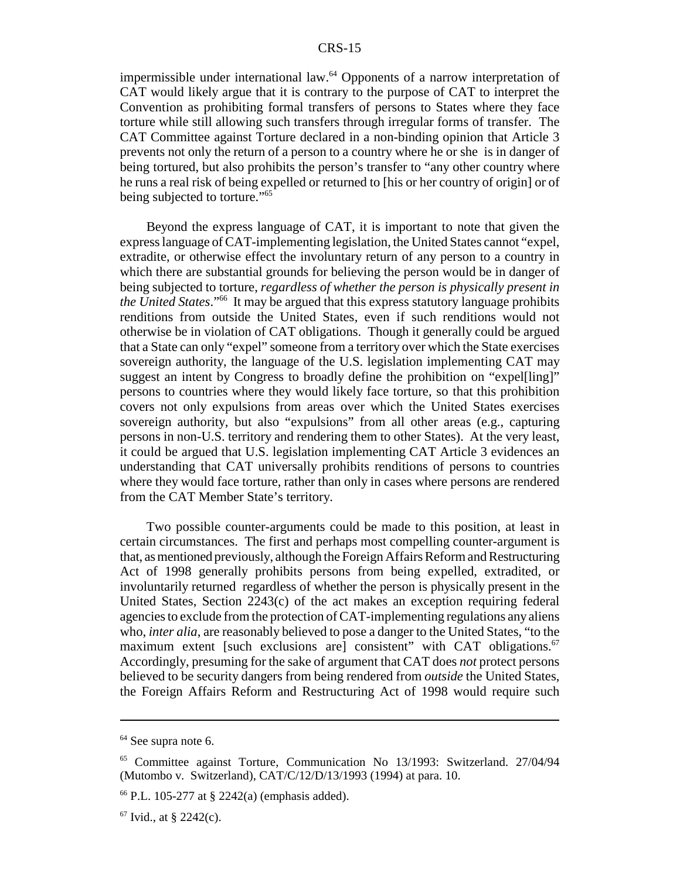impermissible under international law.[64] Opponents of a narrow interpretation of CAT would likely argue that it is contrary to the purpose of CAT to interpret the Convention as prohibiting formal transfers of persons to States where they face torture while still allowing such transfers through irregular forms of transfer. The CAT Committee against Torture declared in a non-binding opinion that Article 3 prevents not only the return of a person to a country where he or she is in danger of being tortured, but also prohibits the person's transfer to "any other country where he runs a real risk of being expelled or returned to [his or her country of origin] or of being subjected to torture."[65]

Beyond the express language of CAT, it is important to note that given the express language of CAT-implementing legislation, the United States cannot "expel, extradite, or otherwise effect the involuntary return of any person to a country in which there are substantial grounds for believing the person would be in danger of being subjected to torture, *regardless of whether the person is physically present in the United States*."[66] It may be argued that this express statutory language prohibits renditions from outside the United States, even if such renditions would not otherwise be in violation of CAT obligations. Though it generally could be argued that a State can only "expel" someone from a territory over which the State exercises sovereign authority, the language of the U.S. legislation implementing CAT may suggest an intent by Congress to broadly define the prohibition on "expel[ling]" persons to countries where they would likely face torture, so that this prohibition covers not only expulsions from areas over which the United States exercises sovereign authority, but also "expulsions" from all other areas (e.g., capturing persons in non-U.S. territory and rendering them to other States). At the very least, it could be argued that U.S. legislation implementing CAT Article 3 evidences an understanding that CAT universally prohibits renditions of persons to countries where they would face torture, rather than only in cases where persons are rendered from the CAT Member State's territory.

Two possible counter-arguments could be made to this position, at least in certain circumstances. The first and perhaps most compelling counter-argument is that, as mentioned previously, although the Foreign Affairs Reform and Restructuring Act of 1998 generally prohibits persons from being expelled, extradited, or involuntarily returned regardless of whether the person is physically present in the United States, Section 2243(c) of the act makes an exception requiring federal agencies to exclude from the protection of CAT-implementing regulations any aliens who, *inter alia*, are reasonably believed to pose a danger to the United States, "to the maximum extent [such exclusions are] consistent" with CAT obligations.[67] Accordingly, presuming for the sake of argument that CAT does *not* protect persons believed to be security dangers from being rendered from *outside* the United States, the Foreign Affairs Reform and Restructuring Act of 1998 would require such

---

[64] See supra note 6.

[65] Committee against Torture, Communication No 13/1993: Switzerland. 27/04/94 (Mutombo v. Switzerland), CAT/C/12/D/13/1993 (1994) at para. 10.

[66] P.L. 105-277 at § 2242(a) (emphasis added).

[67] Ivid., at § 2242(c).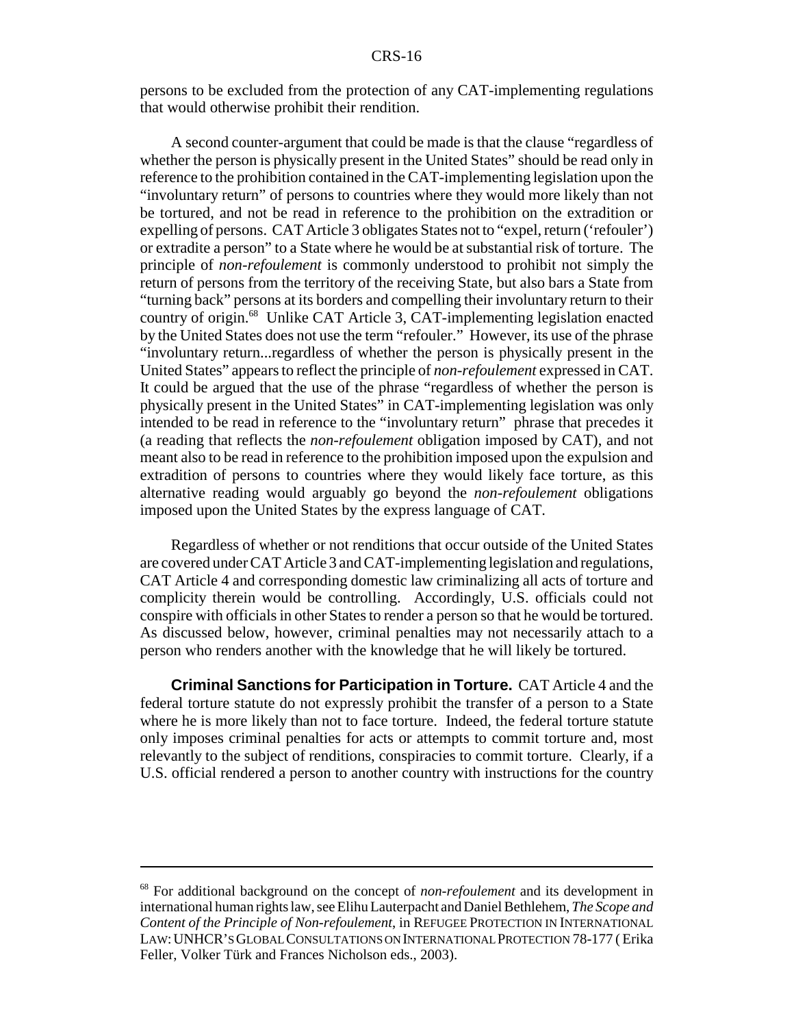persons to be excluded from the protection of any CAT-implementing regulations that would otherwise prohibit their rendition.

A second counter-argument that could be made is that the clause "regardless of whether the person is physically present in the United States" should be read only in reference to the prohibition contained in the CAT-implementing legislation upon the "involuntary return" of persons to countries where they would more likely than not be tortured, and not be read in reference to the prohibition on the extradition or expelling of persons. CAT Article 3 obligates States not to "expel, return ('refouler') or extradite a person" to a State where he would be at substantial risk of torture. The principle of *non-refoulement* is commonly understood to prohibit not simply the return of persons from the territory of the receiving State, but also bars a State from "turning back" persons at its borders and compelling their involuntary return to their country of origin.[68] Unlike CAT Article 3, CAT-implementing legislation enacted by the United States does not use the term "refouler." However, its use of the phrase "involuntary return...regardless of whether the person is physically present in the United States" appears to reflect the principle of *non-refoulement* expressed in CAT. It could be argued that the use of the phrase "regardless of whether the person is physically present in the United States" in CAT-implementing legislation was only intended to be read in reference to the "involuntary return" phrase that precedes it (a reading that reflects the *non-refoulement* obligation imposed by CAT), and not meant also to be read in reference to the prohibition imposed upon the expulsion and extradition of persons to countries where they would likely face torture, as this alternative reading would arguably go beyond the *non-refoulement* obligations imposed upon the United States by the express language of CAT.

Regardless of whether or not renditions that occur outside of the United States are covered under CAT Article 3 and CAT-implementing legislation and regulations, CAT Article 4 and corresponding domestic law criminalizing all acts of torture and complicity therein would be controlling. Accordingly, U.S. officials could not conspire with officials in other States to render a person so that he would be tortured. As discussed below, however, criminal penalties may not necessarily attach to a person who renders another with the knowledge that he will likely be tortured.

**Criminal Sanctions for Participation in Torture.** CAT Article 4 and the federal torture statute do not expressly prohibit the transfer of a person to a State where he is more likely than not to face torture. Indeed, the federal torture statute only imposes criminal penalties for acts or attempts to commit torture and, most relevantly to the subject of renditions, conspiracies to commit torture. Clearly, if a U.S. official rendered a person to another country with instructions for the country

---

[68] For additional background on the concept of *non-refoulement* and its development in international human rights law, see Elihu Lauterpacht and Daniel Bethlehem, *The Scope and Content of the Principle of Non-refoulement*, in REFUGEE PROTECTION IN INTERNATIONAL LAW: UNHCR'S GLOBAL CONSULTATIONS ON INTERNATIONAL PROTECTION 78-177 ( Erika Feller, Volker Türk and Frances Nicholson eds., 2003).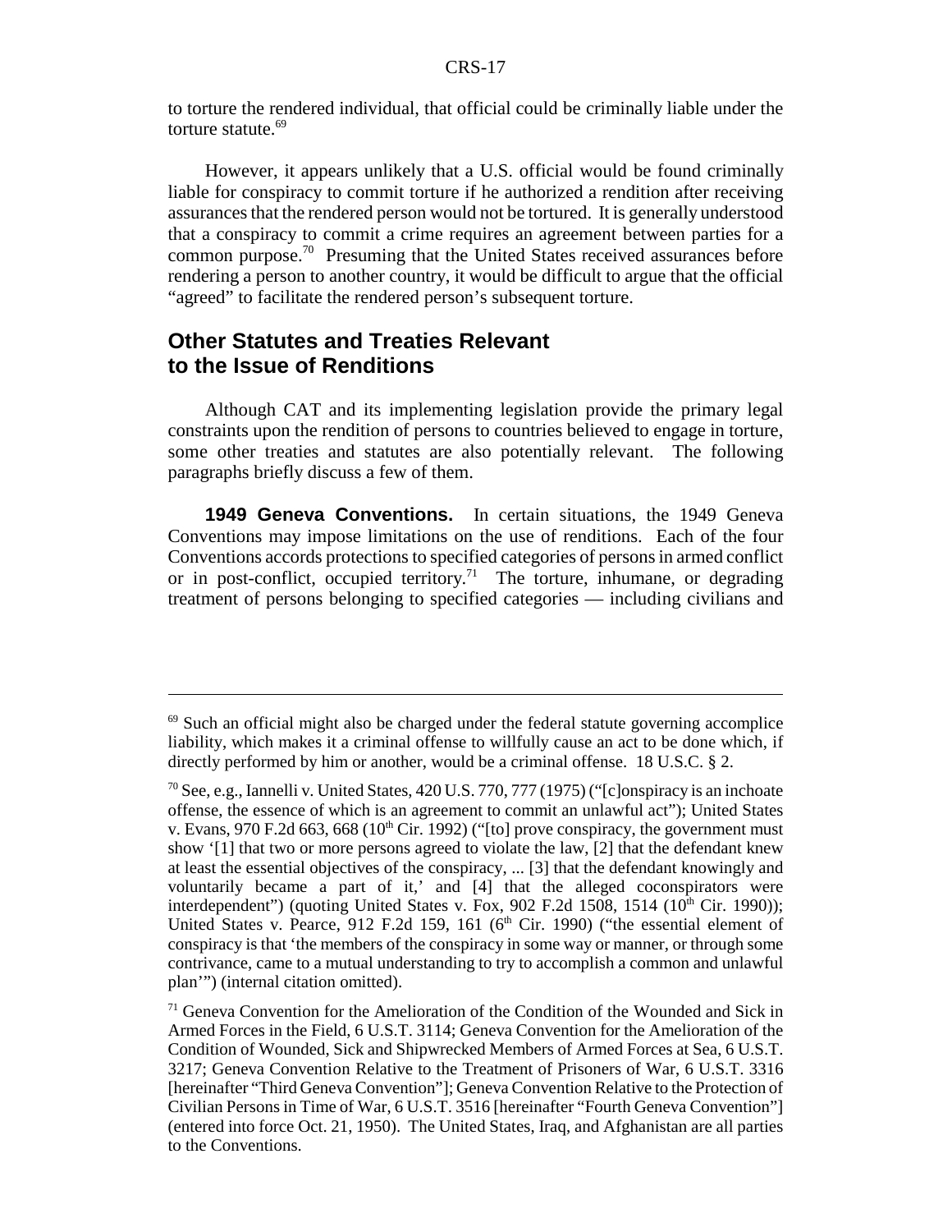to torture the rendered individual, that official could be criminally liable under the torture statute.[69]

However, it appears unlikely that a U.S. official would be found criminally liable for conspiracy to commit torture if he authorized a rendition after receiving assurances that the rendered person would not be tortured. It is generally understood that a conspiracy to commit a crime requires an agreement between parties for a common purpose.[70] Presuming that the United States received assurances before rendering a person to another country, it would be difficult to argue that the official "agreed" to facilitate the rendered person's subsequent torture.

## Other Statutes and Treaties Relevant to the Issue of Renditions

Although CAT and its implementing legislation provide the primary legal constraints upon the rendition of persons to countries believed to engage in torture, some other treaties and statutes are also potentially relevant. The following paragraphs briefly discuss a few of them.

**1949 Geneva Conventions.** In certain situations, the 1949 Geneva Conventions may impose limitations on the use of renditions. Each of the four Conventions accords protections to specified categories of persons in armed conflict or in post-conflict, occupied territory.[71] The torture, inhumane, or degrading treatment of persons belonging to specified categories — including civilians and

---

[69] Such an official might also be charged under the federal statute governing accomplice liability, which makes it a criminal offense to willfully cause an act to be done which, if directly performed by him or another, would be a criminal offense. 18 U.S.C. § 2.

[70] See, e.g., Iannelli v. United States, 420 U.S. 770, 777 (1975) ("[c]onspiracy is an inchoate offense, the essence of which is an agreement to commit an unlawful act"); United States v. Evans, 970 F.2d 663, 668 (10th Cir. 1992) ("[to] prove conspiracy, the government must show '[1] that two or more persons agreed to violate the law, [2] that the defendant knew at least the essential objectives of the conspiracy, ... [3] that the defendant knowingly and voluntarily became a part of it,' and [4] that the alleged coconspirators were interdependent") (quoting United States v. Fox, 902 F.2d 1508, 1514 (10th Cir. 1990)); United States v. Pearce, 912 F.2d 159, 161 (6th Cir. 1990) ("the essential element of conspiracy is that 'the members of the conspiracy in some way or manner, or through some contrivance, came to a mutual understanding to try to accomplish a common and unlawful plan'") (internal citation omitted).

[71] Geneva Convention for the Amelioration of the Condition of the Wounded and Sick in Armed Forces in the Field, 6 U.S.T. 3114; Geneva Convention for the Amelioration of the Condition of Wounded, Sick and Shipwrecked Members of Armed Forces at Sea, 6 U.S.T. 3217; Geneva Convention Relative to the Treatment of Prisoners of War, 6 U.S.T. 3316 [hereinafter "Third Geneva Convention"]; Geneva Convention Relative to the Protection of Civilian Persons in Time of War, 6 U.S.T. 3516 [hereinafter "Fourth Geneva Convention"] (entered into force Oct. 21, 1950). The United States, Iraq, and Afghanistan are all parties to the Conventions.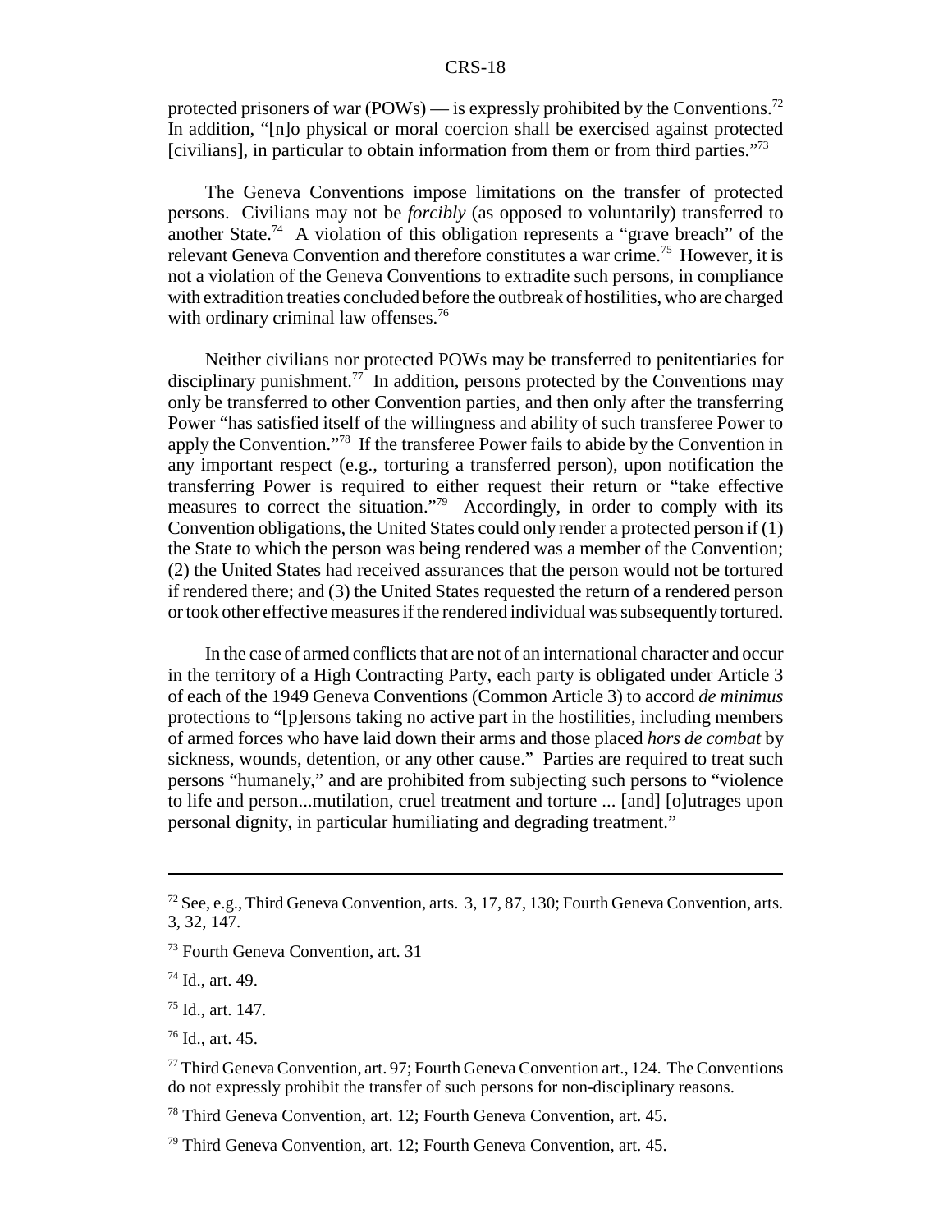protected prisoners of war (POWs) — is expressly prohibited by the Conventions.[72] In addition, "[n]o physical or moral coercion shall be exercised against protected [civilians], in particular to obtain information from them or from third parties."[73]

The Geneva Conventions impose limitations on the transfer of protected persons. Civilians may not be *forcibly* (as opposed to voluntarily) transferred to another State.[74] A violation of this obligation represents a "grave breach" of the relevant Geneva Convention and therefore constitutes a war crime.[75] However, it is not a violation of the Geneva Conventions to extradite such persons, in compliance with extradition treaties concluded before the outbreak of hostilities, who are charged with ordinary criminal law offenses.[76]

Neither civilians nor protected POWs may be transferred to penitentiaries for disciplinary punishment.[77] In addition, persons protected by the Conventions may only be transferred to other Convention parties, and then only after the transferring Power "has satisfied itself of the willingness and ability of such transferee Power to apply the Convention."[78] If the transferee Power fails to abide by the Convention in any important respect (e.g., torturing a transferred person), upon notification the transferring Power is required to either request their return or "take effective measures to correct the situation."[79] Accordingly, in order to comply with its Convention obligations, the United States could only render a protected person if (1) the State to which the person was being rendered was a member of the Convention; (2) the United States had received assurances that the person would not be tortured if rendered there; and (3) the United States requested the return of a rendered person or took other effective measures if the rendered individual was subsequently tortured.

In the case of armed conflicts that are not of an international character and occur in the territory of a High Contracting Party, each party is obligated under Article 3 of each of the 1949 Geneva Conventions (Common Article 3) to accord *de minimus* protections to "[p]ersons taking no active part in the hostilities, including members of armed forces who have laid down their arms and those placed *hors de combat* by sickness, wounds, detention, or any other cause." Parties are required to treat such persons "humanely," and are prohibited from subjecting such persons to "violence to life and person...mutilation, cruel treatment and torture ... [and] [o]utrages upon personal dignity, in particular humiliating and degrading treatment."

---

[72] See, e.g., Third Geneva Convention, arts. 3, 17, 87, 130; Fourth Geneva Convention, arts. 3, 32, 147.

[73] Fourth Geneva Convention, art. 31

[74] Id., art. 49.

[75] Id., art. 147.

[76] Id., art. 45.

[77] Third Geneva Convention, art. 97; Fourth Geneva Convention art., 124. The Conventions do not expressly prohibit the transfer of such persons for non-disciplinary reasons.

[78] Third Geneva Convention, art. 12; Fourth Geneva Convention, art. 45.

[79] Third Geneva Convention, art. 12; Fourth Geneva Convention, art. 45.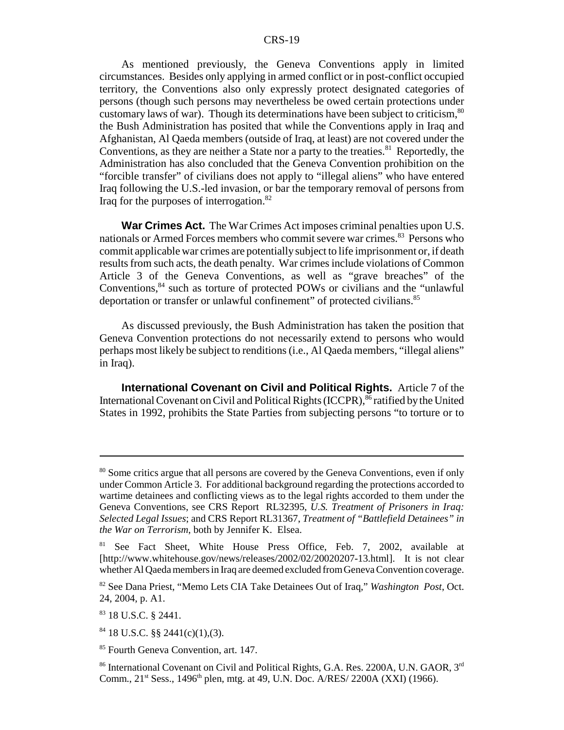As mentioned previously, the Geneva Conventions apply in limited circumstances. Besides only applying in armed conflict or in post-conflict occupied territory, the Conventions also only expressly protect designated categories of persons (though such persons may nevertheless be owed certain protections under customary laws of war). Though its determinations have been subject to criticism,[80] the Bush Administration has posited that while the Conventions apply in Iraq and Afghanistan, Al Qaeda members (outside of Iraq, at least) are not covered under the Conventions, as they are neither a State nor a party to the treaties.[81] Reportedly, the Administration has also concluded that the Geneva Convention prohibition on the "forcible transfer" of civilians does not apply to "illegal aliens" who have entered Iraq following the U.S.-led invasion, or bar the temporary removal of persons from Iraq for the purposes of interrogation.[82]

**War Crimes Act.** The War Crimes Act imposes criminal penalties upon U.S. nationals or Armed Forces members who commit severe war crimes.[83] Persons who commit applicable war crimes are potentially subject to life imprisonment or, if death results from such acts, the death penalty. War crimes include violations of Common Article 3 of the Geneva Conventions, as well as "grave breaches" of the Conventions,[84] such as torture of protected POWs or civilians and the "unlawful deportation or transfer or unlawful confinement" of protected civilians.[85]

As discussed previously, the Bush Administration has taken the position that Geneva Convention protections do not necessarily extend to persons who would perhaps most likely be subject to renditions (i.e., Al Qaeda members, "illegal aliens" in Iraq).

**International Covenant on Civil and Political Rights.** Article 7 of the International Covenant on Civil and Political Rights (ICCPR),[86] ratified by the United States in 1992, prohibits the State Parties from subjecting persons "to torture or to

---

[80] Some critics argue that all persons are covered by the Geneva Conventions, even if only under Common Article 3. For additional background regarding the protections accorded to wartime detainees and conflicting views as to the legal rights accorded to them under the Geneva Conventions, see CRS Report RL32395, *U.S. Treatment of Prisoners in Iraq: Selected Legal Issues*; and CRS Report RL31367, *Treatment of "Battlefield Detainees" in the War on Terrorism*, both by Jennifer K. Elsea.

[81] See Fact Sheet, White House Press Office, Feb. 7, 2002, available at [http://www.whitehouse.gov/news/releases/2002/02/20020207-13.html]. It is not clear whether Al Qaeda members in Iraq are deemed excluded from Geneva Convention coverage.

[82] See Dana Priest, "Memo Lets CIA Take Detainees Out of Iraq," *Washington Post*, Oct. 24, 2004, p. A1.

[83] 18 U.S.C. § 2441.

[84] 18 U.S.C. §§ 2441(c)(1),(3).

[85] Fourth Geneva Convention, art. 147.

[86] International Covenant on Civil and Political Rights, G.A. Res. 2200A, U.N. GAOR, 3rd Comm., 21st Sess., 1496th plen, mtg. at 49, U.N. Doc. A/RES/ 2200A (XXI) (1966).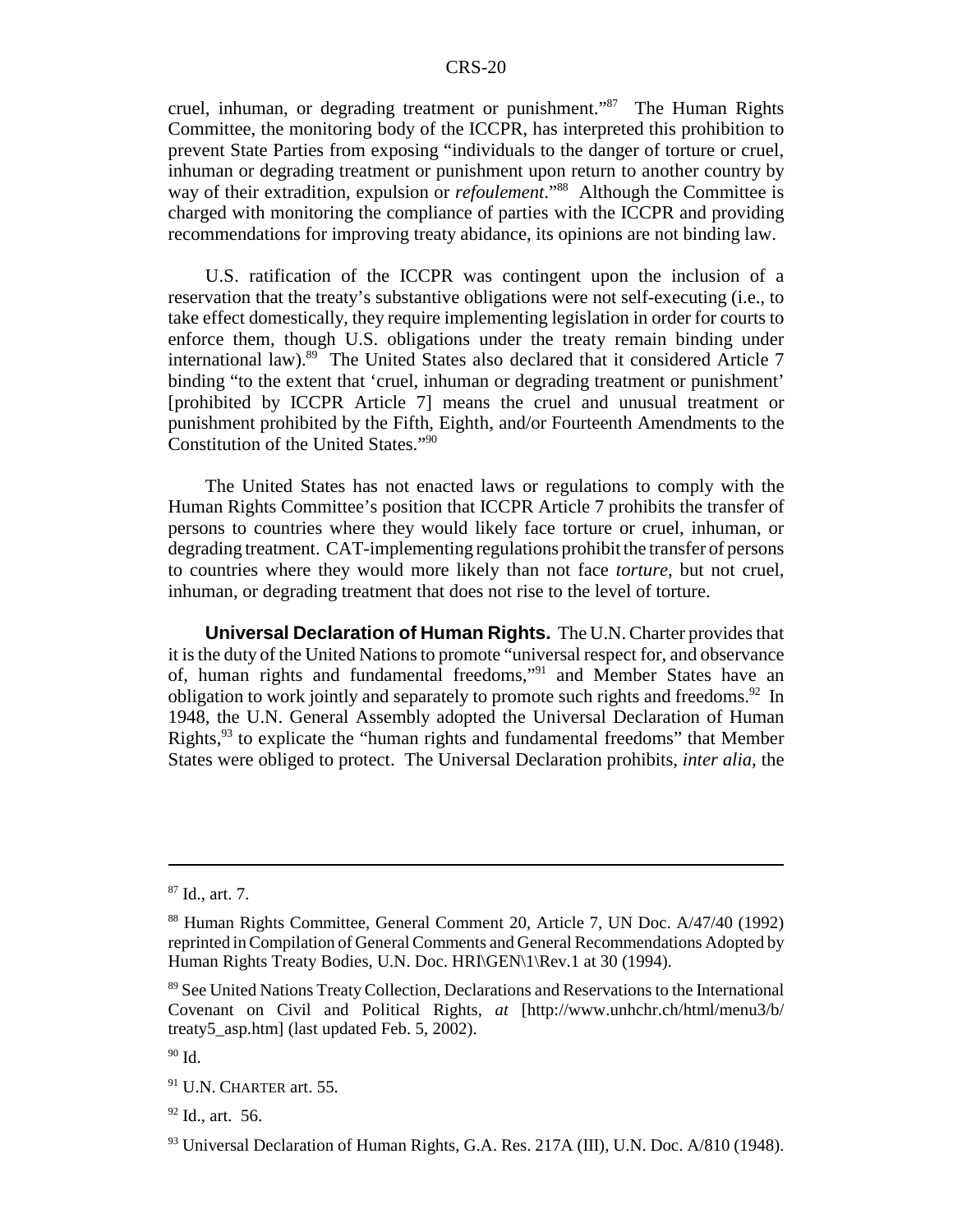cruel, inhuman, or degrading treatment or punishment."[87] The Human Rights Committee, the monitoring body of the ICCPR, has interpreted this prohibition to prevent State Parties from exposing "individuals to the danger of torture or cruel, inhuman or degrading treatment or punishment upon return to another country by way of their extradition, expulsion or *refoulement*."[88] Although the Committee is charged with monitoring the compliance of parties with the ICCPR and providing recommendations for improving treaty abidance, its opinions are not binding law.

U.S. ratification of the ICCPR was contingent upon the inclusion of a reservation that the treaty's substantive obligations were not self-executing (i.e., to take effect domestically, they require implementing legislation in order for courts to enforce them, though U.S. obligations under the treaty remain binding under international law).[89] The United States also declared that it considered Article 7 binding "to the extent that 'cruel, inhuman or degrading treatment or punishment' [prohibited by ICCPR Article 7] means the cruel and unusual treatment or punishment prohibited by the Fifth, Eighth, and/or Fourteenth Amendments to the Constitution of the United States."[90]

The United States has not enacted laws or regulations to comply with the Human Rights Committee's position that ICCPR Article 7 prohibits the transfer of persons to countries where they would likely face torture or cruel, inhuman, or degrading treatment. CAT-implementing regulations prohibit the transfer of persons to countries where they would more likely than not face *torture*, but not cruel, inhuman, or degrading treatment that does not rise to the level of torture.

**Universal Declaration of Human Rights.** The U.N. Charter provides that it is the duty of the United Nations to promote "universal respect for, and observance of, human rights and fundamental freedoms,"[91] and Member States have an obligation to work jointly and separately to promote such rights and freedoms.[92] In 1948, the U.N. General Assembly adopted the Universal Declaration of Human Rights,[93] to explicate the "human rights and fundamental freedoms" that Member States were obliged to protect. The Universal Declaration prohibits, *inter alia*, the

---

[87] Id., art. 7.

[88] Human Rights Committee, General Comment 20, Article 7, UN Doc. A/47/40 (1992) reprinted in Compilation of General Comments and General Recommendations Adopted by Human Rights Treaty Bodies, U.N. Doc. HRI\GEN\1\Rev.1 at 30 (1994).

[89] See United Nations Treaty Collection, Declarations and Reservations to the International Covenant on Civil and Political Rights, *at* [http://www.unhchr.ch/html/menu3/b/treaty5_asp.htm] (last updated Feb. 5, 2002).

[90] Id.

[91] U.N. CHARTER art. 55.

[92] Id., art. 56.

[93] Universal Declaration of Human Rights, G.A. Res. 217A (III), U.N. Doc. A/810 (1948).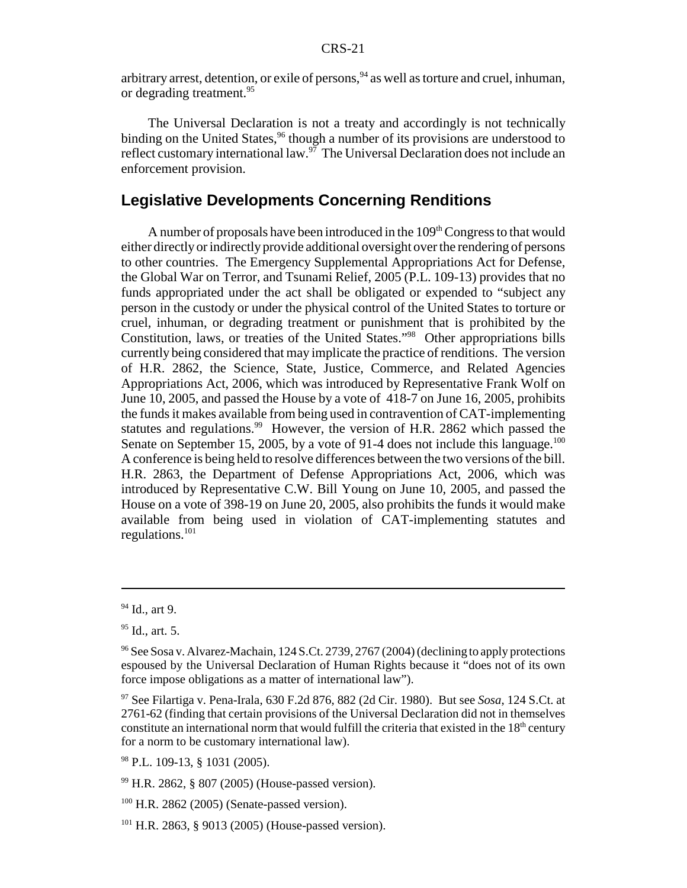arbitrary arrest, detention, or exile of persons,[94] as well as torture and cruel, inhuman, or degrading treatment.[95]

The Universal Declaration is not a treaty and accordingly is not technically binding on the United States,[96] though a number of its provisions are understood to reflect customary international law.[97] The Universal Declaration does not include an enforcement provision.

## Legislative Developments Concerning Renditions

A number of proposals have been introduced in the 109th Congress to that would either directly or indirectly provide additional oversight over the rendering of persons to other countries. The Emergency Supplemental Appropriations Act for Defense, the Global War on Terror, and Tsunami Relief, 2005 (P.L. 109-13) provides that no funds appropriated under the act shall be obligated or expended to "subject any person in the custody or under the physical control of the United States to torture or cruel, inhuman, or degrading treatment or punishment that is prohibited by the Constitution, laws, or treaties of the United States."[98] Other appropriations bills currently being considered that may implicate the practice of renditions. The version of H.R. 2862, the Science, State, Justice, Commerce, and Related Agencies Appropriations Act, 2006, which was introduced by Representative Frank Wolf on June 10, 2005, and passed the House by a vote of 418-7 on June 16, 2005, prohibits the funds it makes available from being used in contravention of CAT-implementing statutes and regulations.[99] However, the version of H.R. 2862 which passed the Senate on September 15, 2005, by a vote of 91-4 does not include this language.[100] A conference is being held to resolve differences between the two versions of the bill. H.R. 2863, the Department of Defense Appropriations Act, 2006, which was introduced by Representative C.W. Bill Young on June 10, 2005, and passed the House on a vote of 398-19 on June 20, 2005, also prohibits the funds it would make available from being used in violation of CAT-implementing statutes and regulations.[101]

---

[94] Id., art 9.

[95] Id., art. 5.

[96] See Sosa v. Alvarez-Machain, 124 S.Ct. 2739, 2767 (2004) (declining to apply protections espoused by the Universal Declaration of Human Rights because it "does not of its own force impose obligations as a matter of international law").

[97] See Filartiga v. Pena-Irala, 630 F.2d 876, 882 (2d Cir. 1980). But see *Sosa*, 124 S.Ct. at 2761-62 (finding that certain provisions of the Universal Declaration did not in themselves constitute an international norm that would fulfill the criteria that existed in the 18th century for a norm to be customary international law).

[98] P.L. 109-13, § 1031 (2005).

[99] H.R. 2862, § 807 (2005) (House-passed version).

[100] H.R. 2862 (2005) (Senate-passed version).

[101] H.R. 2863, § 9013 (2005) (House-passed version).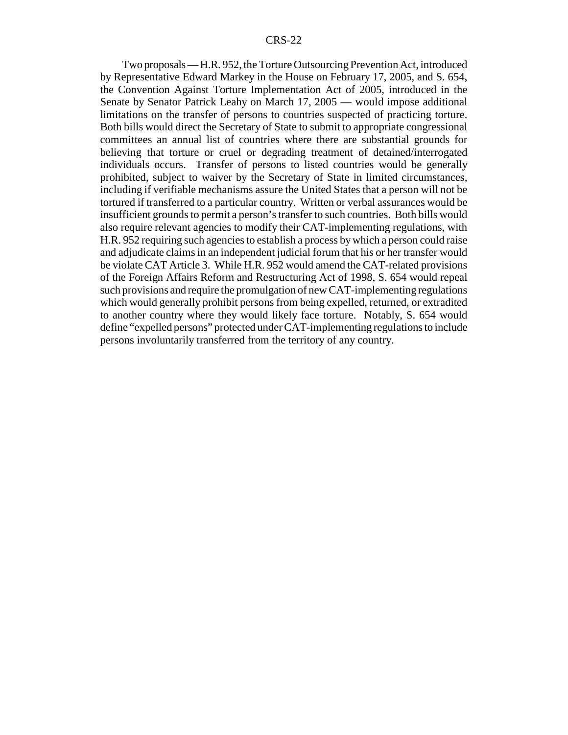Two proposals — H.R. 952, the Torture Outsourcing Prevention Act, introduced by Representative Edward Markey in the House on February 17, 2005, and S. 654, the Convention Against Torture Implementation Act of 2005, introduced in the Senate by Senator Patrick Leahy on March 17, 2005 — would impose additional limitations on the transfer of persons to countries suspected of practicing torture. Both bills would direct the Secretary of State to submit to appropriate congressional committees an annual list of countries where there are substantial grounds for believing that torture or cruel or degrading treatment of detained/interrogated individuals occurs. Transfer of persons to listed countries would be generally prohibited, subject to waiver by the Secretary of State in limited circumstances, including if verifiable mechanisms assure the United States that a person will not be tortured if transferred to a particular country. Written or verbal assurances would be insufficient grounds to permit a person's transfer to such countries. Both bills would also require relevant agencies to modify their CAT-implementing regulations, with H.R. 952 requiring such agencies to establish a process by which a person could raise and adjudicate claims in an independent judicial forum that his or her transfer would be violate CAT Article 3. While H.R. 952 would amend the CAT-related provisions of the Foreign Affairs Reform and Restructuring Act of 1998, S. 654 would repeal such provisions and require the promulgation of new CAT-implementing regulations which would generally prohibit persons from being expelled, returned, or extradited to another country where they would likely face torture. Notably, S. 654 would define "expelled persons" protected under CAT-implementing regulations to include persons involuntarily transferred from the territory of any country.